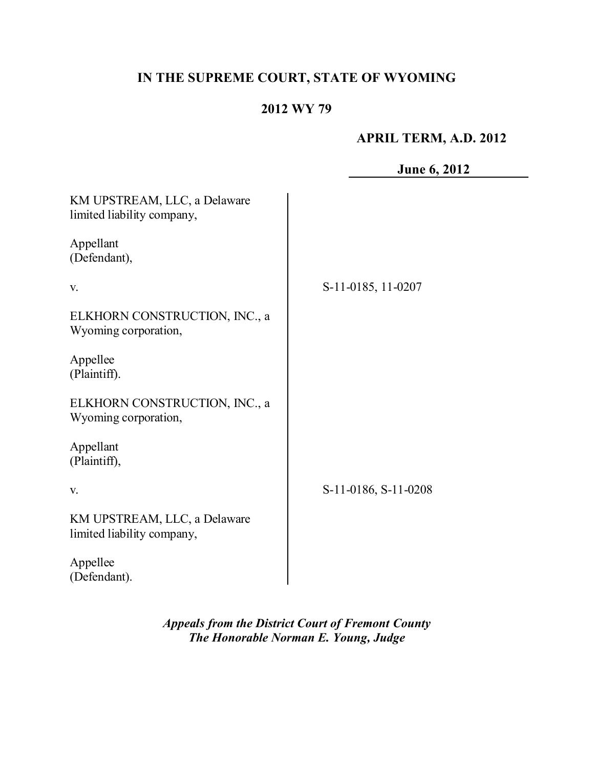**IN THE SUPREME COURT, STATE OF WYOMING**

**2012 WY 79**

**APRIL TERM, A.D. 2012**

**June 6, 2012**

| | |
|---|---|
| KM UPSTREAM, LLC, a Delaware limited liability company,<br><br>Appellant<br>(Defendant),<br><br>v.<br><br>ELKHORN CONSTRUCTION, INC., a Wyoming corporation,<br><br>Appellee<br>(Plaintiff). | S-11-0185, 11-0207 |
| ELKHORN CONSTRUCTION, INC., a Wyoming corporation,<br><br>Appellant<br>(Plaintiff),<br><br>v.<br><br>KM UPSTREAM, LLC, a Delaware limited liability company,<br><br>Appellee<br>(Defendant). | S-11-0186, S-11-0208 |

***Appeals from the District Court of Fremont County***
***The Honorable Norman E. Young, Judge***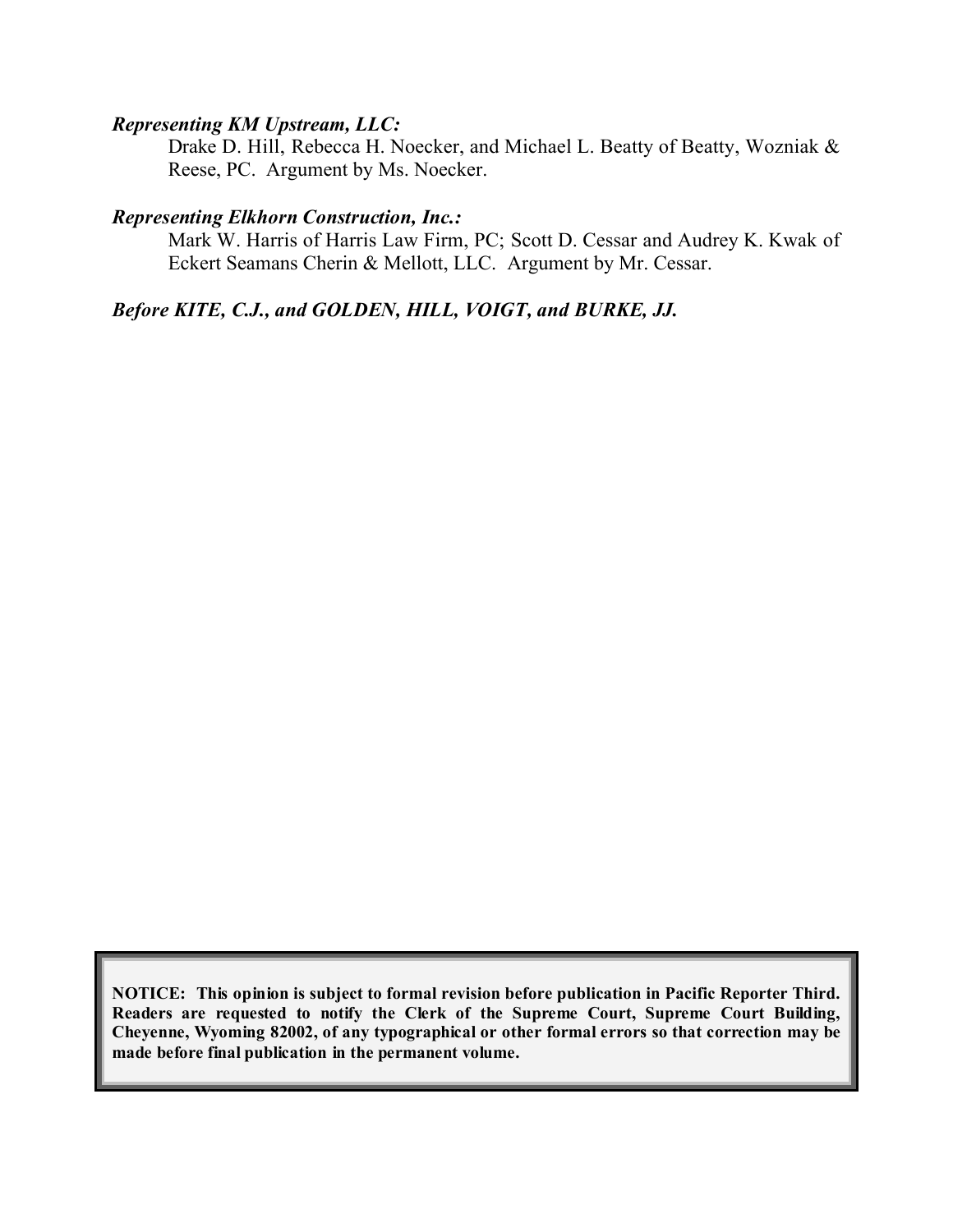***Representing KM Upstream, LLC:***

Drake D. Hill, Rebecca H. Noecker, and Michael L. Beatty of Beatty, Wozniak & Reese, PC. Argument by Ms. Noecker.

***Representing Elkhorn Construction, Inc.:***

Mark W. Harris of Harris Law Firm, PC; Scott D. Cessar and Audrey K. Kwak of Eckert Seamans Cherin & Mellott, LLC. Argument by Mr. Cessar.

***Before KITE, C.J., and GOLDEN, HILL, VOIGT, and BURKE, JJ.***

**NOTICE: This opinion is subject to formal revision before publication in Pacific Reporter Third. Readers are requested to notify the Clerk of the Supreme Court, Supreme Court Building, Cheyenne, Wyoming 82002, of any typographical or other formal errors so that correction may be made before final publication in the permanent volume.**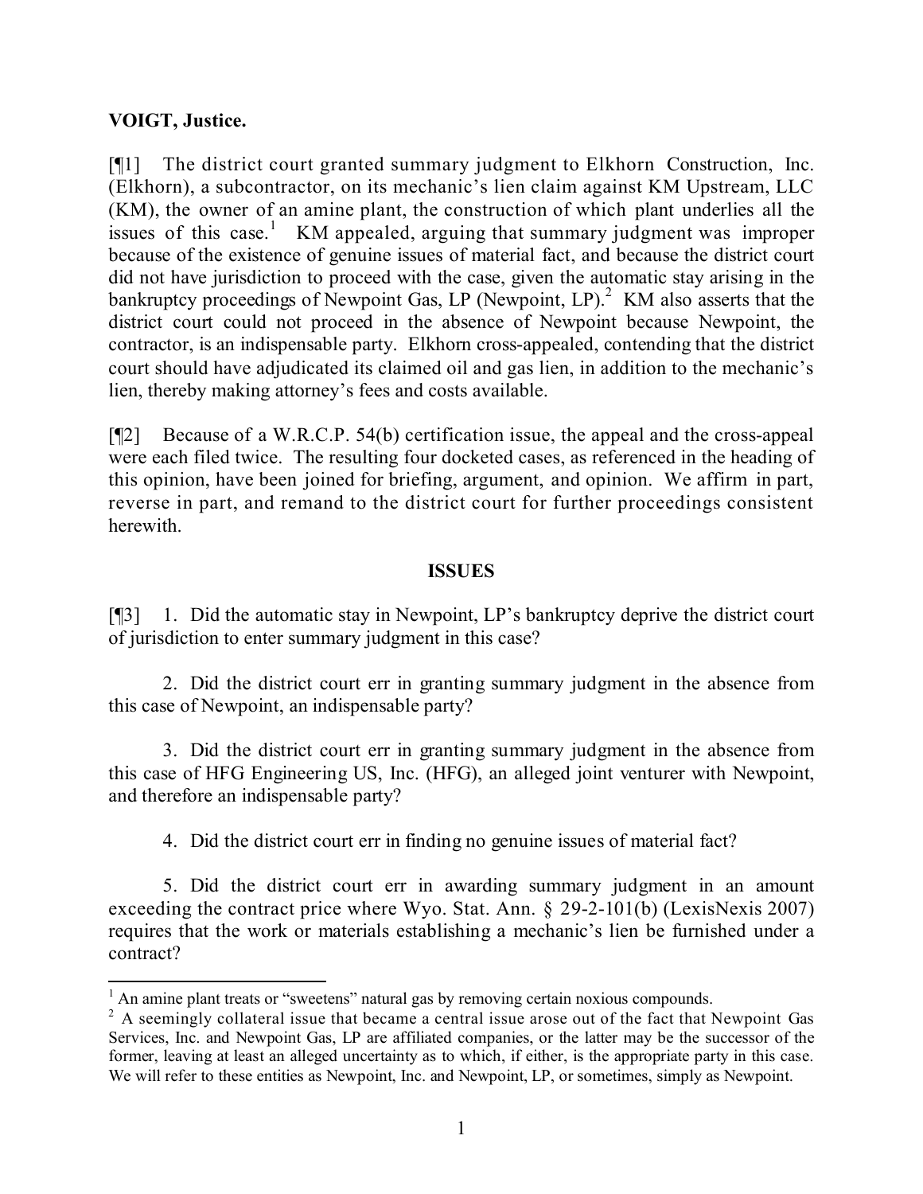**VOIGT, Justice.**

[¶1] The district court granted summary judgment to Elkhorn Construction, Inc. (Elkhorn), a subcontractor, on its mechanic's lien claim against KM Upstream, LLC (KM), the owner of an amine plant, the construction of which plant underlies all the issues of this case.[1] KM appealed, arguing that summary judgment was improper because of the existence of genuine issues of material fact, and because the district court did not have jurisdiction to proceed with the case, given the automatic stay arising in the bankruptcy proceedings of Newpoint Gas, LP (Newpoint, LP).[2] KM also asserts that the district court could not proceed in the absence of Newpoint because Newpoint, the contractor, is an indispensable party. Elkhorn cross-appealed, contending that the district court should have adjudicated its claimed oil and gas lien, in addition to the mechanic's lien, thereby making attorney's fees and costs available.

[¶2] Because of a W.R.C.P. 54(b) certification issue, the appeal and the cross-appeal were each filed twice. The resulting four docketed cases, as referenced in the heading of this opinion, have been joined for briefing, argument, and opinion. We affirm in part, reverse in part, and remand to the district court for further proceedings consistent herewith.

**ISSUES**

[¶3] 1. Did the automatic stay in Newpoint, LP's bankruptcy deprive the district court of jurisdiction to enter summary judgment in this case?

2. Did the district court err in granting summary judgment in the absence from this case of Newpoint, an indispensable party?

3. Did the district court err in granting summary judgment in the absence from this case of HFG Engineering US, Inc. (HFG), an alleged joint venturer with Newpoint, and therefore an indispensable party?

4. Did the district court err in finding no genuine issues of material fact?

5. Did the district court err in awarding summary judgment in an amount exceeding the contract price where Wyo. Stat. Ann. § 29-2-101(b) (LexisNexis 2007) requires that the work or materials establishing a mechanic's lien be furnished under a contract?

---

[1] An amine plant treats or "sweetens" natural gas by removing certain noxious compounds.

[2] A seemingly collateral issue that became a central issue arose out of the fact that Newpoint Gas Services, Inc. and Newpoint Gas, LP are affiliated companies, or the latter may be the successor of the former, leaving at least an alleged uncertainty as to which, if either, is the appropriate party in this case. We will refer to these entities as Newpoint, Inc. and Newpoint, LP, or sometimes, simply as Newpoint.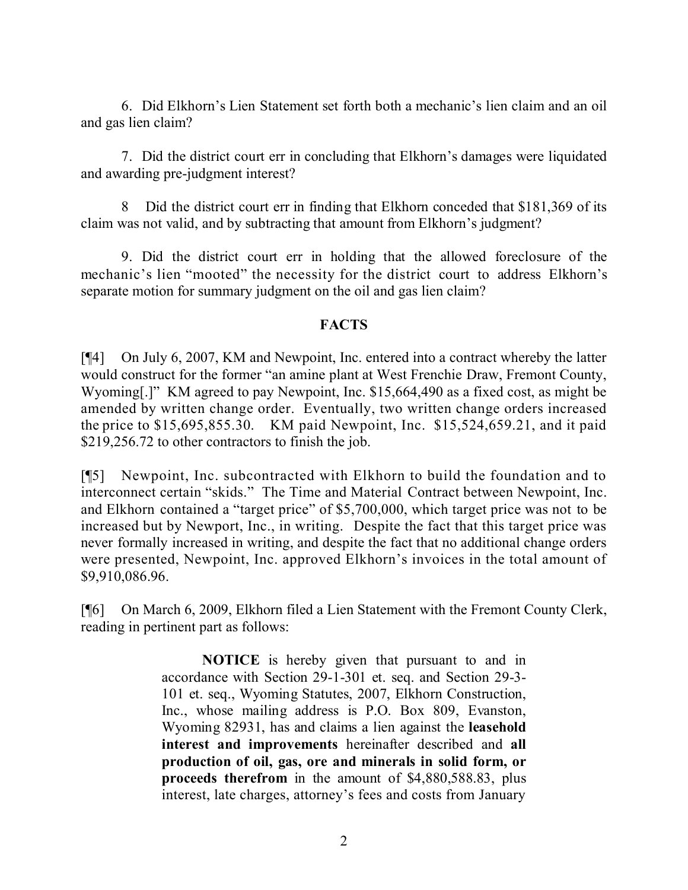6. Did Elkhorn's Lien Statement set forth both a mechanic's lien claim and an oil and gas lien claim?

7. Did the district court err in concluding that Elkhorn's damages were liquidated and awarding pre-judgment interest?

8 Did the district court err in finding that Elkhorn conceded that $181,369 of its claim was not valid, and by subtracting that amount from Elkhorn's judgment?

9. Did the district court err in holding that the allowed foreclosure of the mechanic's lien "mooted" the necessity for the district court to address Elkhorn's separate motion for summary judgment on the oil and gas lien claim?

## FACTS

[¶4] On July 6, 2007, KM and Newpoint, Inc. entered into a contract whereby the latter would construct for the former "an amine plant at West Frenchie Draw, Fremont County, Wyoming[.]" KM agreed to pay Newpoint, Inc. $15,664,490 as a fixed cost, as might be amended by written change order. Eventually, two written change orders increased the price to $15,695,855.30. KM paid Newpoint, Inc. $15,524,659.21, and it paid $219,256.72 to other contractors to finish the job.

[¶5] Newpoint, Inc. subcontracted with Elkhorn to build the foundation and to interconnect certain "skids." The Time and Material Contract between Newpoint, Inc. and Elkhorn contained a "target price" of $5,700,000, which target price was not to be increased but by Newport, Inc., in writing. Despite the fact that this target price was never formally increased in writing, and despite the fact that no additional change orders were presented, Newpoint, Inc. approved Elkhorn's invoices in the total amount of $9,910,086.96.

[¶6] On March 6, 2009, Elkhorn filed a Lien Statement with the Fremont County Clerk, reading in pertinent part as follows:

> **NOTICE** is hereby given that pursuant to and in accordance with Section 29-1-301 et. seq. and Section 29-3-101 et. seq., Wyoming Statutes, 2007, Elkhorn Construction, Inc., whose mailing address is P.O. Box 809, Evanston, Wyoming 82931, has and claims a lien against the **leasehold interest and improvements** hereinafter described and **all production of oil, gas, ore and minerals in solid form, or proceeds therefrom** in the amount of $4,880,588.83, plus interest, late charges, attorney's fees and costs from January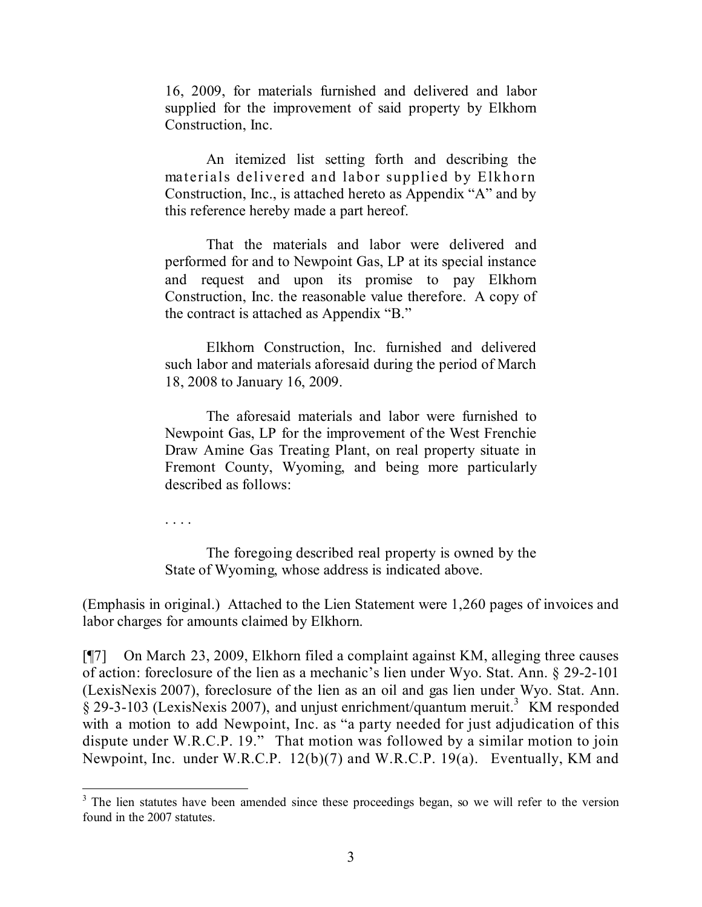> 16, 2009, for materials furnished and delivered and labor supplied for the improvement of said property by Elkhorn Construction, Inc.
>
> An itemized list setting forth and describing the materials delivered and labor supplied by Elkhorn Construction, Inc., is attached hereto as Appendix "A" and by this reference hereby made a part hereof.
>
> That the materials and labor were delivered and performed for and to Newpoint Gas, LP at its special instance and request and upon its promise to pay Elkhorn Construction, Inc. the reasonable value therefore. A copy of the contract is attached as Appendix "B."
>
> Elkhorn Construction, Inc. furnished and delivered such labor and materials aforesaid during the period of March 18, 2008 to January 16, 2009.
>
> The aforesaid materials and labor were furnished to Newpoint Gas, LP for the improvement of the West Frenchie Draw Amine Gas Treating Plant, on real property situate in Fremont County, Wyoming, and being more particularly described as follows:
>
> . . . .
>
> The foregoing described real property is owned by the State of Wyoming, whose address is indicated above.

(Emphasis in original.) Attached to the Lien Statement were 1,260 pages of invoices and labor charges for amounts claimed by Elkhorn.

[¶7] On March 23, 2009, Elkhorn filed a complaint against KM, alleging three causes of action: foreclosure of the lien as a mechanic's lien under Wyo. Stat. Ann. § 29-2-101 (LexisNexis 2007), foreclosure of the lien as an oil and gas lien under Wyo. Stat. Ann. § 29-3-103 (LexisNexis 2007), and unjust enrichment/quantum meruit.[3] KM responded with a motion to add Newpoint, Inc. as "a party needed for just adjudication of this dispute under W.R.C.P. 19." That motion was followed by a similar motion to join Newpoint, Inc. under W.R.C.P. 12(b)(7) and W.R.C.P. 19(a). Eventually, KM and

---

[3] The lien statutes have been amended since these proceedings began, so we will refer to the version found in the 2007 statutes.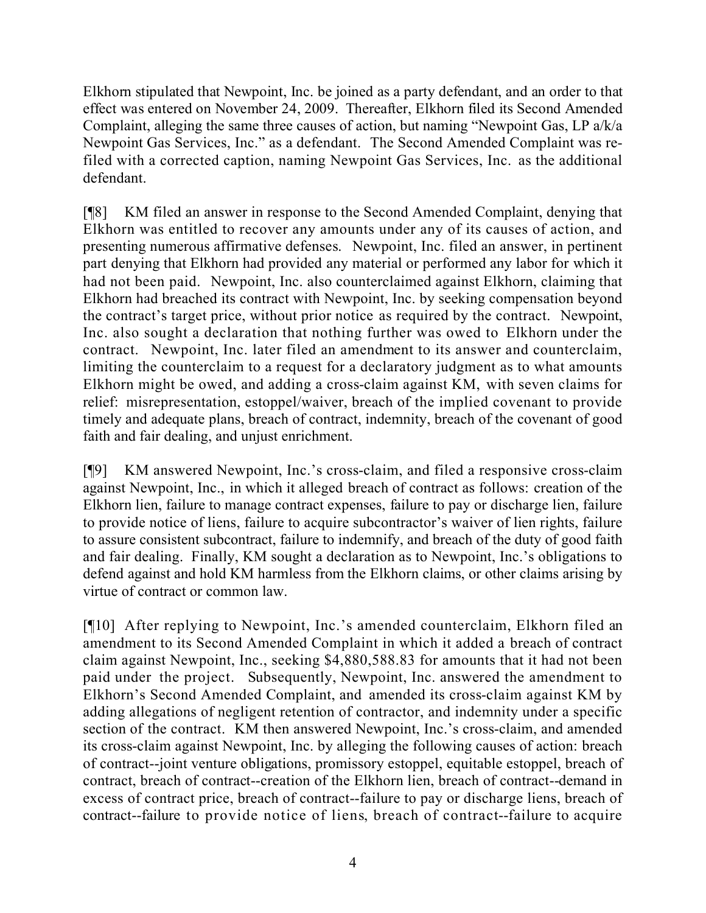Elkhorn stipulated that Newpoint, Inc. be joined as a party defendant, and an order to that effect was entered on November 24, 2009. Thereafter, Elkhorn filed its Second Amended Complaint, alleging the same three causes of action, but naming "Newpoint Gas, LP a/k/a Newpoint Gas Services, Inc." as a defendant. The Second Amended Complaint was re-filed with a corrected caption, naming Newpoint Gas Services, Inc. as the additional defendant.

[¶8] KM filed an answer in response to the Second Amended Complaint, denying that Elkhorn was entitled to recover any amounts under any of its causes of action, and presenting numerous affirmative defenses. Newpoint, Inc. filed an answer, in pertinent part denying that Elkhorn had provided any material or performed any labor for which it had not been paid. Newpoint, Inc. also counterclaimed against Elkhorn, claiming that Elkhorn had breached its contract with Newpoint, Inc. by seeking compensation beyond the contract's target price, without prior notice as required by the contract. Newpoint, Inc. also sought a declaration that nothing further was owed to Elkhorn under the contract. Newpoint, Inc. later filed an amendment to its answer and counterclaim, limiting the counterclaim to a request for a declaratory judgment as to what amounts Elkhorn might be owed, and adding a cross-claim against KM, with seven claims for relief: misrepresentation, estoppel/waiver, breach of the implied covenant to provide timely and adequate plans, breach of contract, indemnity, breach of the covenant of good faith and fair dealing, and unjust enrichment.

[¶9] KM answered Newpoint, Inc.'s cross-claim, and filed a responsive cross-claim against Newpoint, Inc., in which it alleged breach of contract as follows: creation of the Elkhorn lien, failure to manage contract expenses, failure to pay or discharge lien, failure to provide notice of liens, failure to acquire subcontractor's waiver of lien rights, failure to assure consistent subcontract, failure to indemnify, and breach of the duty of good faith and fair dealing. Finally, KM sought a declaration as to Newpoint, Inc.'s obligations to defend against and hold KM harmless from the Elkhorn claims, or other claims arising by virtue of contract or common law.

[¶10] After replying to Newpoint, Inc.'s amended counterclaim, Elkhorn filed an amendment to its Second Amended Complaint in which it added a breach of contract claim against Newpoint, Inc., seeking $4,880,588.83 for amounts that it had not been paid under the project. Subsequently, Newpoint, Inc. answered the amendment to Elkhorn's Second Amended Complaint, and amended its cross-claim against KM by adding allegations of negligent retention of contractor, and indemnity under a specific section of the contract. KM then answered Newpoint, Inc.'s cross-claim, and amended its cross-claim against Newpoint, Inc. by alleging the following causes of action: breach of contract--joint venture obligations, promissory estoppel, equitable estoppel, breach of contract, breach of contract--creation of the Elkhorn lien, breach of contract--demand in excess of contract price, breach of contract--failure to pay or discharge liens, breach of contract--failure to provide notice of liens, breach of contract--failure to acquire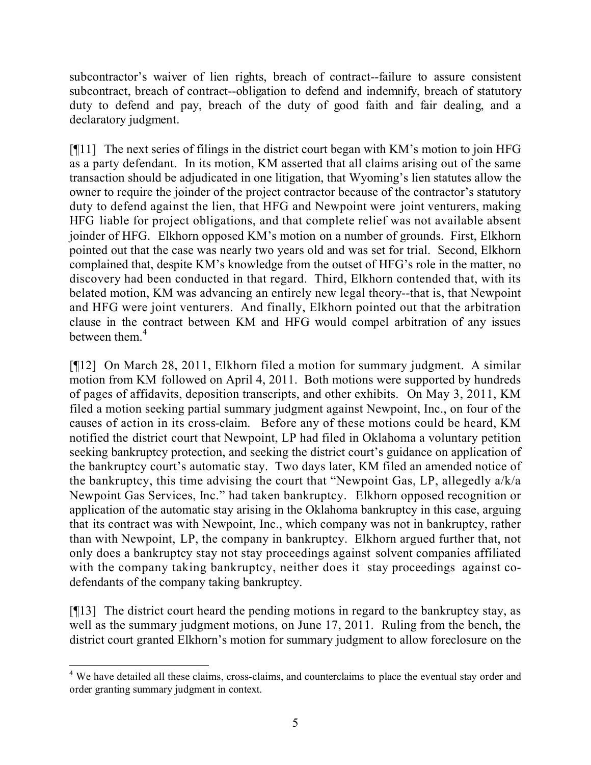subcontractor's waiver of lien rights, breach of contract--failure to assure consistent subcontract, breach of contract--obligation to defend and indemnify, breach of statutory duty to defend and pay, breach of the duty of good faith and fair dealing, and a declaratory judgment.

[¶11] The next series of filings in the district court began with KM's motion to join HFG as a party defendant. In its motion, KM asserted that all claims arising out of the same transaction should be adjudicated in one litigation, that Wyoming's lien statutes allow the owner to require the joinder of the project contractor because of the contractor's statutory duty to defend against the lien, that HFG and Newpoint were joint venturers, making HFG liable for project obligations, and that complete relief was not available absent joinder of HFG. Elkhorn opposed KM's motion on a number of grounds. First, Elkhorn pointed out that the case was nearly two years old and was set for trial. Second, Elkhorn complained that, despite KM's knowledge from the outset of HFG's role in the matter, no discovery had been conducted in that regard. Third, Elkhorn contended that, with its belated motion, KM was advancing an entirely new legal theory--that is, that Newpoint and HFG were joint venturers. And finally, Elkhorn pointed out that the arbitration clause in the contract between KM and HFG would compel arbitration of any issues between them.[4]

[¶12] On March 28, 2011, Elkhorn filed a motion for summary judgment. A similar motion from KM followed on April 4, 2011. Both motions were supported by hundreds of pages of affidavits, deposition transcripts, and other exhibits. On May 3, 2011, KM filed a motion seeking partial summary judgment against Newpoint, Inc., on four of the causes of action in its cross-claim. Before any of these motions could be heard, KM notified the district court that Newpoint, LP had filed in Oklahoma a voluntary petition seeking bankruptcy protection, and seeking the district court's guidance on application of the bankruptcy court's automatic stay. Two days later, KM filed an amended notice of the bankruptcy, this time advising the court that "Newpoint Gas, LP, allegedly a/k/a Newpoint Gas Services, Inc." had taken bankruptcy. Elkhorn opposed recognition or application of the automatic stay arising in the Oklahoma bankruptcy in this case, arguing that its contract was with Newpoint, Inc., which company was not in bankruptcy, rather than with Newpoint, LP, the company in bankruptcy. Elkhorn argued further that, not only does a bankruptcy stay not stay proceedings against solvent companies affiliated with the company taking bankruptcy, neither does it stay proceedings against co-defendants of the company taking bankruptcy.

[¶13] The district court heard the pending motions in regard to the bankruptcy stay, as well as the summary judgment motions, on June 17, 2011. Ruling from the bench, the district court granted Elkhorn's motion for summary judgment to allow foreclosure on the

---

[4] We have detailed all these claims, cross-claims, and counterclaims to place the eventual stay order and order granting summary judgment in context.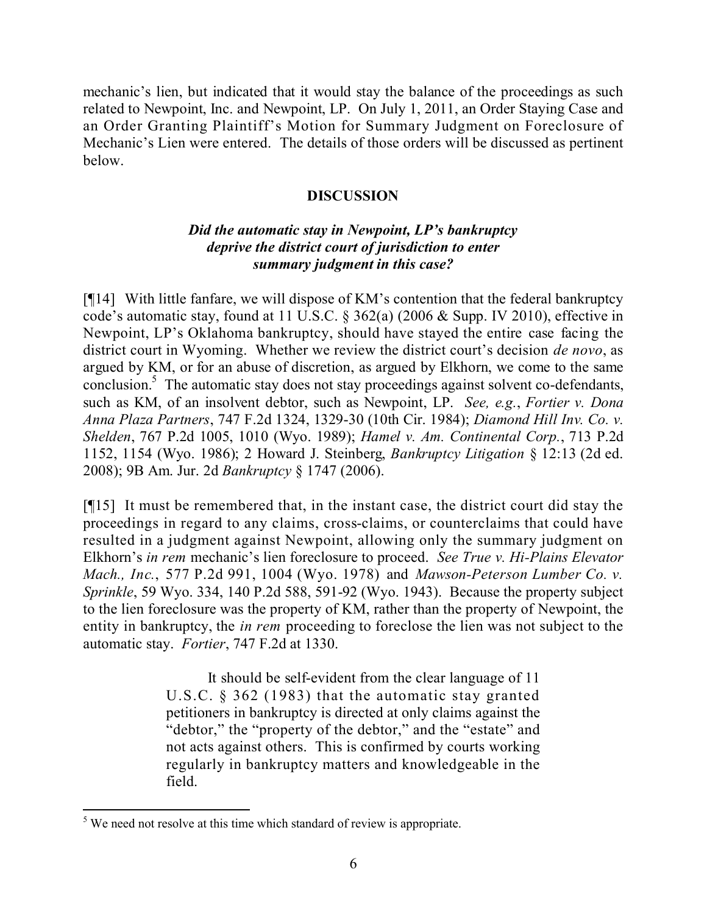mechanic's lien, but indicated that it would stay the balance of the proceedings as such related to Newpoint, Inc. and Newpoint, LP. On July 1, 2011, an Order Staying Case and an Order Granting Plaintiff's Motion for Summary Judgment on Foreclosure of Mechanic's Lien were entered. The details of those orders will be discussed as pertinent below.

## DISCUSSION

### *Did the automatic stay in Newpoint, LP's bankruptcy deprive the district court of jurisdiction to enter summary judgment in this case?*

[¶14] With little fanfare, we will dispose of KM's contention that the federal bankruptcy code's automatic stay, found at 11 U.S.C. § 362(a) (2006 & Supp. IV 2010), effective in Newpoint, LP's Oklahoma bankruptcy, should have stayed the entire case facing the district court in Wyoming. Whether we review the district court's decision *de novo*, as argued by KM, or for an abuse of discretion, as argued by Elkhorn, we come to the same conclusion.[5] The automatic stay does not stay proceedings against solvent co-defendants, such as KM, of an insolvent debtor, such as Newpoint, LP. *See, e.g.*, *Fortier v. Dona Anna Plaza Partners*, 747 F.2d 1324, 1329-30 (10th Cir. 1984); *Diamond Hill Inv. Co. v. Shelden*, 767 P.2d 1005, 1010 (Wyo. 1989); *Hamel v. Am. Continental Corp.*, 713 P.2d 1152, 1154 (Wyo. 1986); 2 Howard J. Steinberg, *Bankruptcy Litigation* § 12:13 (2d ed. 2008); 9B Am. Jur. 2d *Bankruptcy* § 1747 (2006).

[¶15] It must be remembered that, in the instant case, the district court did stay the proceedings in regard to any claims, cross-claims, or counterclaims that could have resulted in a judgment against Newpoint, allowing only the summary judgment on Elkhorn's *in rem* mechanic's lien foreclosure to proceed. *See True v. Hi-Plains Elevator Mach., Inc.*, 577 P.2d 991, 1004 (Wyo. 1978) and *Mawson-Peterson Lumber Co. v. Sprinkle*, 59 Wyo. 334, 140 P.2d 588, 591-92 (Wyo. 1943). Because the property subject to the lien foreclosure was the property of KM, rather than the property of Newpoint, the entity in bankruptcy, the *in rem* proceeding to foreclose the lien was not subject to the automatic stay. *Fortier*, 747 F.2d at 1330.

> It should be self-evident from the clear language of 11 U.S.C. § 362 (1983) that the automatic stay granted petitioners in bankruptcy is directed at only claims against the "debtor," the "property of the debtor," and the "estate" and not acts against others. This is confirmed by courts working regularly in bankruptcy matters and knowledgeable in the field.

---

[5] We need not resolve at this time which standard of review is appropriate.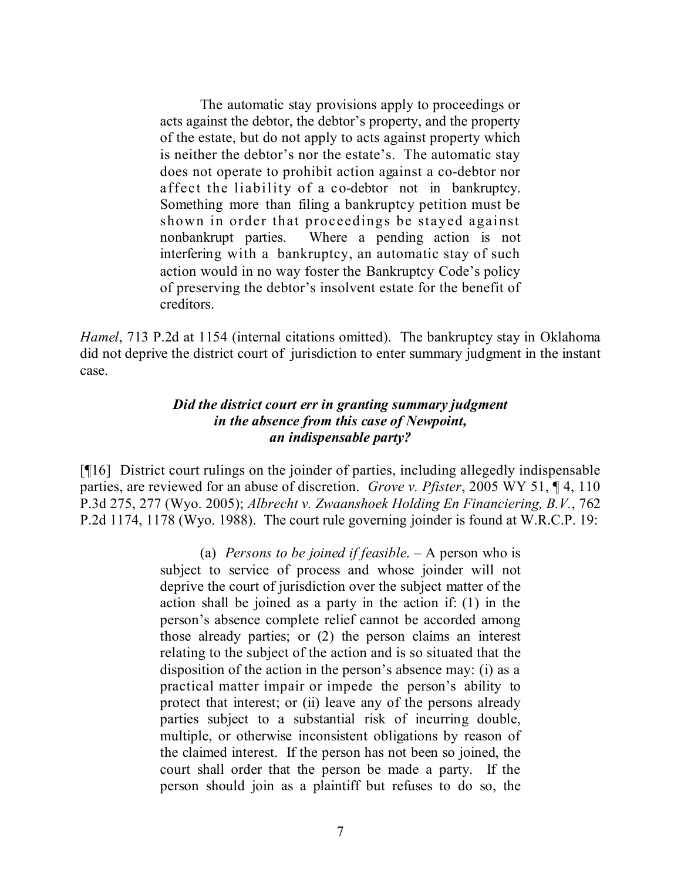> The automatic stay provisions apply to proceedings or acts against the debtor, the debtor's property, and the property of the estate, but do not apply to acts against property which is neither the debtor's nor the estate's. The automatic stay does not operate to prohibit action against a co-debtor nor affect the liability of a co-debtor not in bankruptcy. Something more than filing a bankruptcy petition must be shown in order that proceedings be stayed against nonbankrupt parties. Where a pending action is not interfering with a bankruptcy, an automatic stay of such action would in no way foster the Bankruptcy Code's policy of preserving the debtor's insolvent estate for the benefit of creditors.

*Hamel*, 713 P.2d at 1154 (internal citations omitted). The bankruptcy stay in Oklahoma did not deprive the district court of jurisdiction to enter summary judgment in the instant case.

### *Did the district court err in granting summary judgment in the absence from this case of Newpoint, an indispensable party?*

[¶16] District court rulings on the joinder of parties, including allegedly indispensable parties, are reviewed for an abuse of discretion. *Grove v. Pfister*, 2005 WY 51, ¶ 4, 110 P.3d 275, 277 (Wyo. 2005); *Albrecht v. Zwaanshoek Holding En Financiering, B.V.*, 762 P.2d 1174, 1178 (Wyo. 1988). The court rule governing joinder is found at W.R.C.P. 19:

> (a) *Persons to be joined if feasible.* – A person who is subject to service of process and whose joinder will not deprive the court of jurisdiction over the subject matter of the action shall be joined as a party in the action if: (1) in the person's absence complete relief cannot be accorded among those already parties; or (2) the person claims an interest relating to the subject of the action and is so situated that the disposition of the action in the person's absence may: (i) as a practical matter impair or impede the person's ability to protect that interest; or (ii) leave any of the persons already parties subject to a substantial risk of incurring double, multiple, or otherwise inconsistent obligations by reason of the claimed interest. If the person has not been so joined, the court shall order that the person be made a party. If the person should join as a plaintiff but refuses to do so, the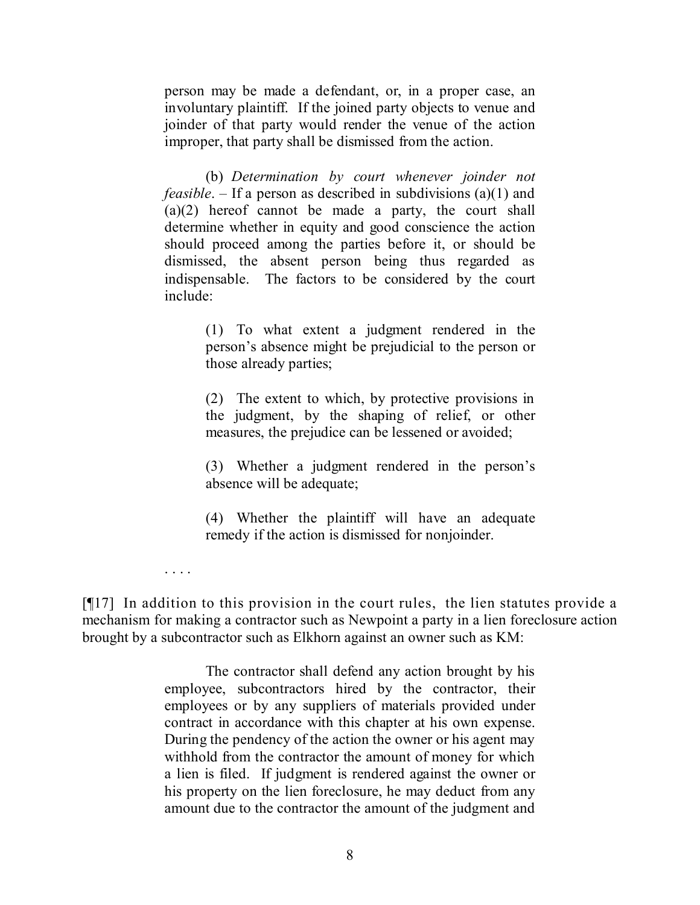> person may be made a defendant, or, in a proper case, an involuntary plaintiff. If the joined party objects to venue and joinder of that party would render the venue of the action improper, that party shall be dismissed from the action.
>
> (b) *Determination by court whenever joinder not feasible*. – If a person as described in subdivisions (a)(1) and (a)(2) hereof cannot be made a party, the court shall determine whether in equity and good conscience the action should proceed among the parties before it, or should be dismissed, the absent person being thus regarded as indispensable. The factors to be considered by the court include:
>
> > (1) To what extent a judgment rendered in the person's absence might be prejudicial to the person or those already parties;
> >
> > (2) The extent to which, by protective provisions in the judgment, by the shaping of relief, or other measures, the prejudice can be lessened or avoided;
> >
> > (3) Whether a judgment rendered in the person's absence will be adequate;
> >
> > (4) Whether the plaintiff will have an adequate remedy if the action is dismissed for nonjoinder.
>
> . . . .

[¶17] In addition to this provision in the court rules, the lien statutes provide a mechanism for making a contractor such as Newpoint a party in a lien foreclosure action brought by a subcontractor such as Elkhorn against an owner such as KM:

> The contractor shall defend any action brought by his employee, subcontractors hired by the contractor, their employees or by any suppliers of materials provided under contract in accordance with this chapter at his own expense. During the pendency of the action the owner or his agent may withhold from the contractor the amount of money for which a lien is filed. If judgment is rendered against the owner or his property on the lien foreclosure, he may deduct from any amount due to the contractor the amount of the judgment and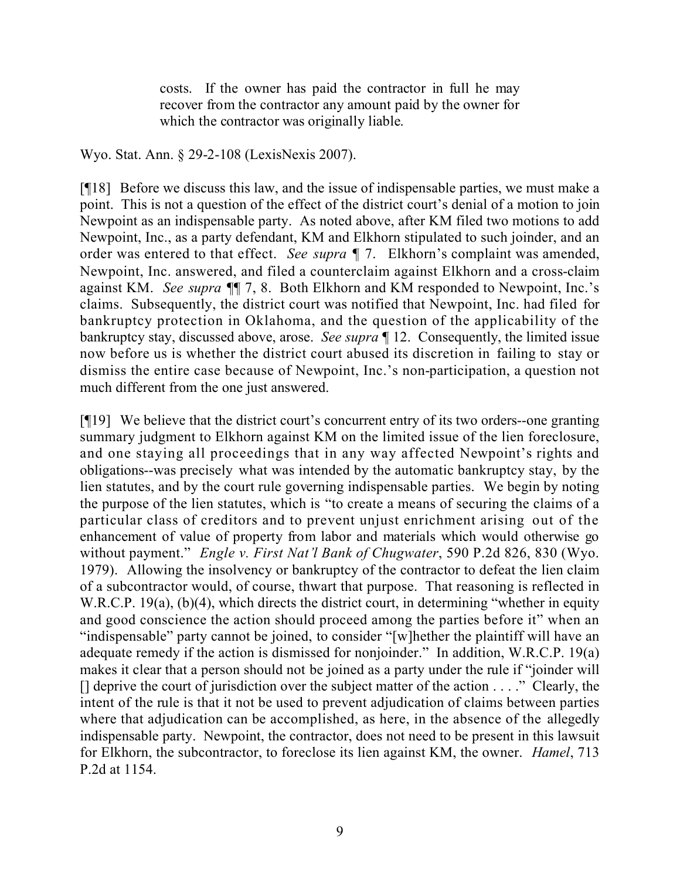> costs. If the owner has paid the contractor in full he may recover from the contractor any amount paid by the owner for which the contractor was originally liable.

Wyo. Stat. Ann. § 29-2-108 (LexisNexis 2007).

[¶18] Before we discuss this law, and the issue of indispensable parties, we must make a point. This is not a question of the effect of the district court's denial of a motion to join Newpoint as an indispensable party. As noted above, after KM filed two motions to add Newpoint, Inc., as a party defendant, KM and Elkhorn stipulated to such joinder, and an order was entered to that effect. *See supra* ¶ 7. Elkhorn's complaint was amended, Newpoint, Inc. answered, and filed a counterclaim against Elkhorn and a cross-claim against KM. *See supra* ¶¶ 7, 8. Both Elkhorn and KM responded to Newpoint, Inc.'s claims. Subsequently, the district court was notified that Newpoint, Inc. had filed for bankruptcy protection in Oklahoma, and the question of the applicability of the bankruptcy stay, discussed above, arose. *See supra* ¶ 12. Consequently, the limited issue now before us is whether the district court abused its discretion in failing to stay or dismiss the entire case because of Newpoint, Inc.'s non-participation, a question not much different from the one just answered.

[¶19] We believe that the district court's concurrent entry of its two orders--one granting summary judgment to Elkhorn against KM on the limited issue of the lien foreclosure, and one staying all proceedings that in any way affected Newpoint's rights and obligations--was precisely what was intended by the automatic bankruptcy stay, by the lien statutes, and by the court rule governing indispensable parties. We begin by noting the purpose of the lien statutes, which is "to create a means of securing the claims of a particular class of creditors and to prevent unjust enrichment arising out of the enhancement of value of property from labor and materials which would otherwise go without payment." *Engle v. First Nat'l Bank of Chugwater*, 590 P.2d 826, 830 (Wyo. 1979). Allowing the insolvency or bankruptcy of the contractor to defeat the lien claim of a subcontractor would, of course, thwart that purpose. That reasoning is reflected in W.R.C.P. 19(a), (b)(4), which directs the district court, in determining "whether in equity and good conscience the action should proceed among the parties before it" when an "indispensable" party cannot be joined, to consider "[w]hether the plaintiff will have an adequate remedy if the action is dismissed for nonjoinder." In addition, W.R.C.P. 19(a) makes it clear that a person should not be joined as a party under the rule if "joinder will [] deprive the court of jurisdiction over the subject matter of the action . . . ." Clearly, the intent of the rule is that it not be used to prevent adjudication of claims between parties where that adjudication can be accomplished, as here, in the absence of the allegedly indispensable party. Newpoint, the contractor, does not need to be present in this lawsuit for Elkhorn, the subcontractor, to foreclose its lien against KM, the owner. *Hamel*, 713 P.2d at 1154.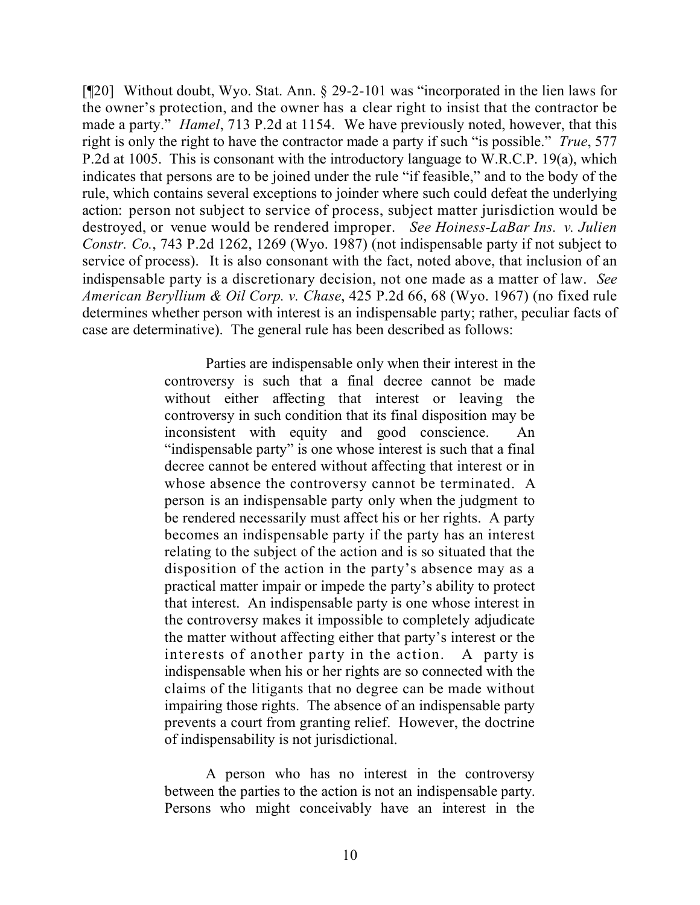[¶20] Without doubt, Wyo. Stat. Ann. § 29-2-101 was "incorporated in the lien laws for the owner's protection, and the owner has a clear right to insist that the contractor be made a party." *Hamel*, 713 P.2d at 1154. We have previously noted, however, that this right is only the right to have the contractor made a party if such "is possible." *True*, 577 P.2d at 1005. This is consonant with the introductory language to W.R.C.P. 19(a), which indicates that persons are to be joined under the rule "if feasible," and to the body of the rule, which contains several exceptions to joinder where such could defeat the underlying action: person not subject to service of process, subject matter jurisdiction would be destroyed, or venue would be rendered improper. *See Hoiness-LaBar Ins. v. Julien Constr. Co.*, 743 P.2d 1262, 1269 (Wyo. 1987) (not indispensable party if not subject to service of process). It is also consonant with the fact, noted above, that inclusion of an indispensable party is a discretionary decision, not one made as a matter of law. *See American Beryllium & Oil Corp. v. Chase*, 425 P.2d 66, 68 (Wyo. 1967) (no fixed rule determines whether person with interest is an indispensable party; rather, peculiar facts of case are determinative). The general rule has been described as follows:

> Parties are indispensable only when their interest in the controversy is such that a final decree cannot be made without either affecting that interest or leaving the controversy in such condition that its final disposition may be inconsistent with equity and good conscience. An "indispensable party" is one whose interest is such that a final decree cannot be entered without affecting that interest or in whose absence the controversy cannot be terminated. A person is an indispensable party only when the judgment to be rendered necessarily must affect his or her rights. A party becomes an indispensable party if the party has an interest relating to the subject of the action and is so situated that the disposition of the action in the party's absence may as a practical matter impair or impede the party's ability to protect that interest. An indispensable party is one whose interest in the controversy makes it impossible to completely adjudicate the matter without affecting either that party's interest or the interests of another party in the action. A party is indispensable when his or her rights are so connected with the claims of the litigants that no degree can be made without impairing those rights. The absence of an indispensable party prevents a court from granting relief. However, the doctrine of indispensability is not jurisdictional.
>
> A person who has no interest in the controversy between the parties to the action is not an indispensable party. Persons who might conceivably have an interest in the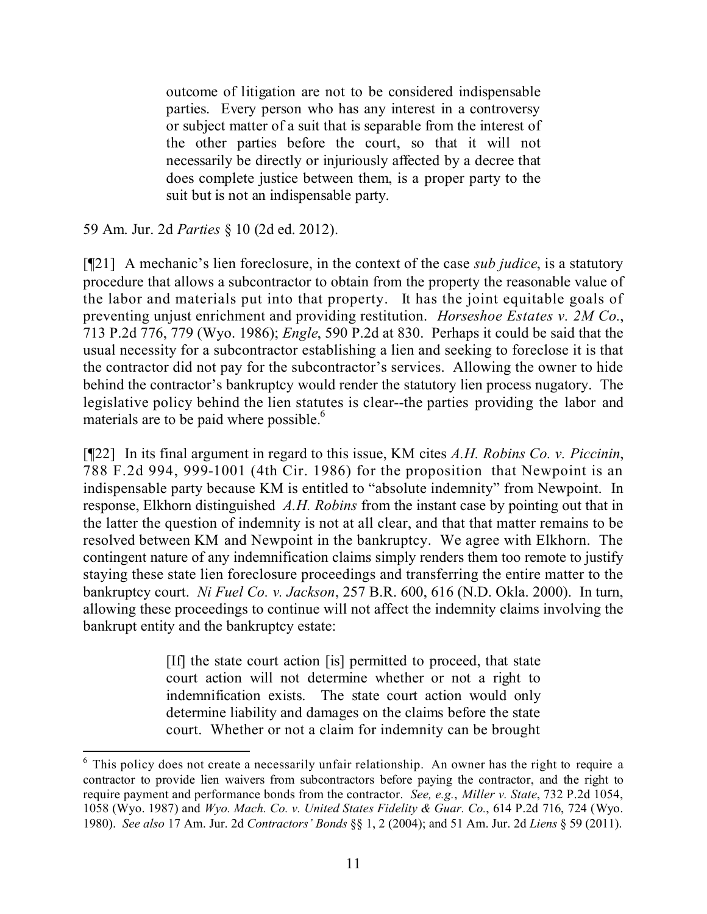> outcome of litigation are not to be considered indispensable parties. Every person who has any interest in a controversy or subject matter of a suit that is separable from the interest of the other parties before the court, so that it will not necessarily be directly or injuriously affected by a decree that does complete justice between them, is a proper party to the suit but is not an indispensable party.

59 Am. Jur. 2d *Parties* § 10 (2d ed. 2012).

[¶21] A mechanic's lien foreclosure, in the context of the case *sub judice*, is a statutory procedure that allows a subcontractor to obtain from the property the reasonable value of the labor and materials put into that property. It has the joint equitable goals of preventing unjust enrichment and providing restitution. *Horseshoe Estates v. 2M Co.*, 713 P.2d 776, 779 (Wyo. 1986); *Engle*, 590 P.2d at 830. Perhaps it could be said that the usual necessity for a subcontractor establishing a lien and seeking to foreclose it is that the contractor did not pay for the subcontractor's services. Allowing the owner to hide behind the contractor's bankruptcy would render the statutory lien process nugatory. The legislative policy behind the lien statutes is clear--the parties providing the labor and materials are to be paid where possible.[6]

[¶22] In its final argument in regard to this issue, KM cites *A.H. Robins Co. v. Piccinin*, 788 F.2d 994, 999-1001 (4th Cir. 1986) for the proposition that Newpoint is an indispensable party because KM is entitled to "absolute indemnity" from Newpoint. In response, Elkhorn distinguished *A.H. Robins* from the instant case by pointing out that in the latter the question of indemnity is not at all clear, and that that matter remains to be resolved between KM and Newpoint in the bankruptcy. We agree with Elkhorn. The contingent nature of any indemnification claims simply renders them too remote to justify staying these state lien foreclosure proceedings and transferring the entire matter to the bankruptcy court. *Ni Fuel Co. v. Jackson*, 257 B.R. 600, 616 (N.D. Okla. 2000). In turn, allowing these proceedings to continue will not affect the indemnity claims involving the bankrupt entity and the bankruptcy estate:

> [If] the state court action [is] permitted to proceed, that state court action will not determine whether or not a right to indemnification exists. The state court action would only determine liability and damages on the claims before the state court. Whether or not a claim for indemnity can be brought

---

[6] This policy does not create a necessarily unfair relationship. An owner has the right to require a contractor to provide lien waivers from subcontractors before paying the contractor, and the right to require payment and performance bonds from the contractor. *See, e.g.*, *Miller v. State*, 732 P.2d 1054, 1058 (Wyo. 1987) and *Wyo. Mach. Co. v. United States Fidelity & Guar. Co.*, 614 P.2d 716, 724 (Wyo. 1980). *See also* 17 Am. Jur. 2d *Contractors' Bonds* §§ 1, 2 (2004); and 51 Am. Jur. 2d *Liens* § 59 (2011).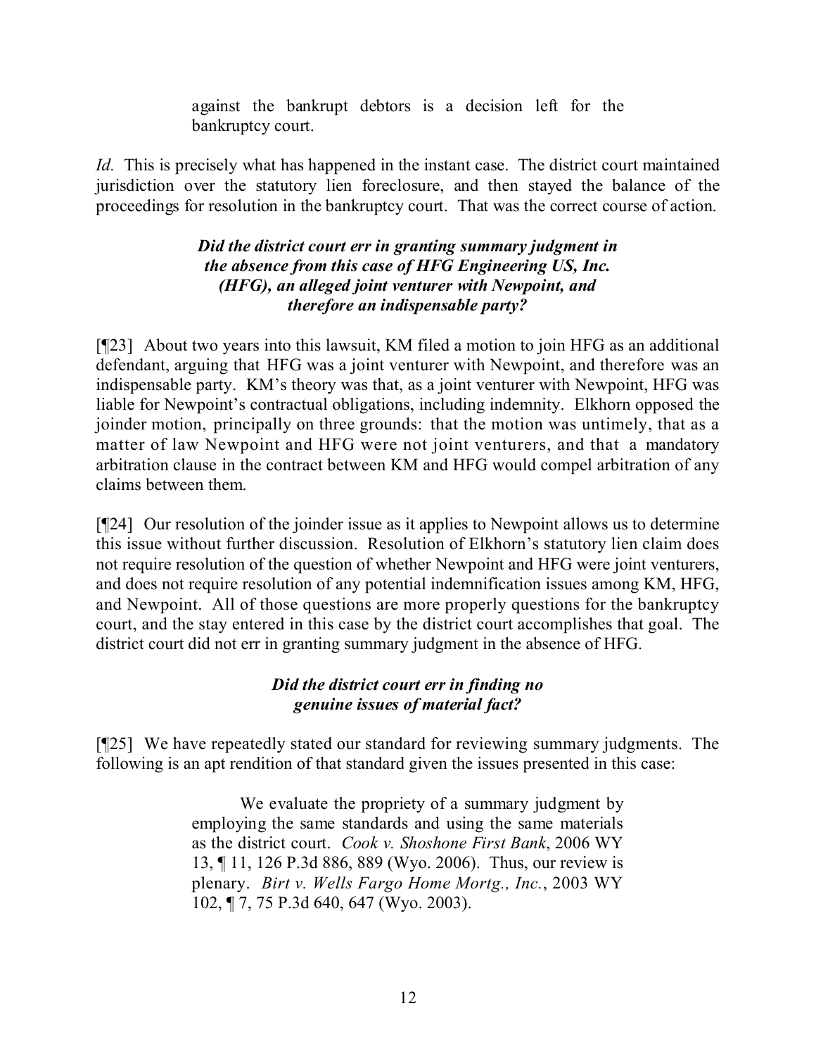> against the bankrupt debtors is a decision left for the bankruptcy court.

*Id.* This is precisely what has happened in the instant case. The district court maintained jurisdiction over the statutory lien foreclosure, and then stayed the balance of the proceedings for resolution in the bankruptcy court. That was the correct course of action.

### *Did the district court err in granting summary judgment in the absence from this case of HFG Engineering US, Inc. (HFG), an alleged joint venturer with Newpoint, and therefore an indispensable party?*

[¶23] About two years into this lawsuit, KM filed a motion to join HFG as an additional defendant, arguing that HFG was a joint venturer with Newpoint, and therefore was an indispensable party. KM's theory was that, as a joint venturer with Newpoint, HFG was liable for Newpoint's contractual obligations, including indemnity. Elkhorn opposed the joinder motion, principally on three grounds: that the motion was untimely, that as a matter of law Newpoint and HFG were not joint venturers, and that a mandatory arbitration clause in the contract between KM and HFG would compel arbitration of any claims between them.

[¶24] Our resolution of the joinder issue as it applies to Newpoint allows us to determine this issue without further discussion. Resolution of Elkhorn's statutory lien claim does not require resolution of the question of whether Newpoint and HFG were joint venturers, and does not require resolution of any potential indemnification issues among KM, HFG, and Newpoint. All of those questions are more properly questions for the bankruptcy court, and the stay entered in this case by the district court accomplishes that goal. The district court did not err in granting summary judgment in the absence of HFG.

### *Did the district court err in finding no genuine issues of material fact?*

[¶25] We have repeatedly stated our standard for reviewing summary judgments. The following is an apt rendition of that standard given the issues presented in this case:

> We evaluate the propriety of a summary judgment by employing the same standards and using the same materials as the district court. *Cook v. Shoshone First Bank*, 2006 WY 13, ¶ 11, 126 P.3d 886, 889 (Wyo. 2006). Thus, our review is plenary. *Birt v. Wells Fargo Home Mortg., Inc.*, 2003 WY 102, ¶ 7, 75 P.3d 640, 647 (Wyo. 2003).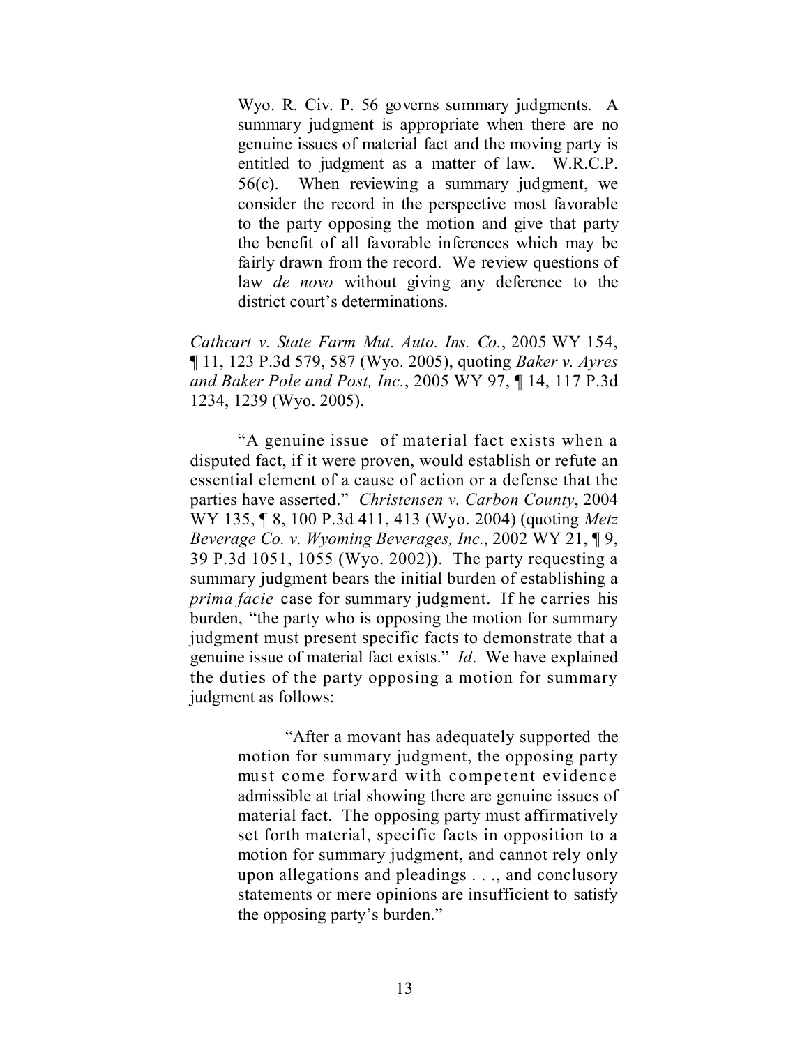> Wyo. R. Civ. P. 56 governs summary judgments. A summary judgment is appropriate when there are no genuine issues of material fact and the moving party is entitled to judgment as a matter of law. W.R.C.P. 56(c). When reviewing a summary judgment, we consider the record in the perspective most favorable to the party opposing the motion and give that party the benefit of all favorable inferences which may be fairly drawn from the record. We review questions of law *de novo* without giving any deference to the district court's determinations.

*Cathcart v. State Farm Mut. Auto. Ins. Co.*, 2005 WY 154, ¶ 11, 123 P.3d 579, 587 (Wyo. 2005), quoting *Baker v. Ayres and Baker Pole and Post, Inc.*, 2005 WY 97, ¶ 14, 117 P.3d 1234, 1239 (Wyo. 2005).

"A genuine issue of material fact exists when a disputed fact, if it were proven, would establish or refute an essential element of a cause of action or a defense that the parties have asserted." *Christensen v. Carbon County*, 2004 WY 135, ¶ 8, 100 P.3d 411, 413 (Wyo. 2004) (quoting *Metz Beverage Co. v. Wyoming Beverages, Inc.*, 2002 WY 21, ¶ 9, 39 P.3d 1051, 1055 (Wyo. 2002)). The party requesting a summary judgment bears the initial burden of establishing a *prima facie* case for summary judgment. If he carries his burden, "the party who is opposing the motion for summary judgment must present specific facts to demonstrate that a genuine issue of material fact exists." *Id*. We have explained the duties of the party opposing a motion for summary judgment as follows:

> "After a movant has adequately supported the motion for summary judgment, the opposing party must come forward with competent evidence admissible at trial showing there are genuine issues of material fact. The opposing party must affirmatively set forth material, specific facts in opposition to a motion for summary judgment, and cannot rely only upon allegations and pleadings . . ., and conclusory statements or mere opinions are insufficient to satisfy the opposing party's burden."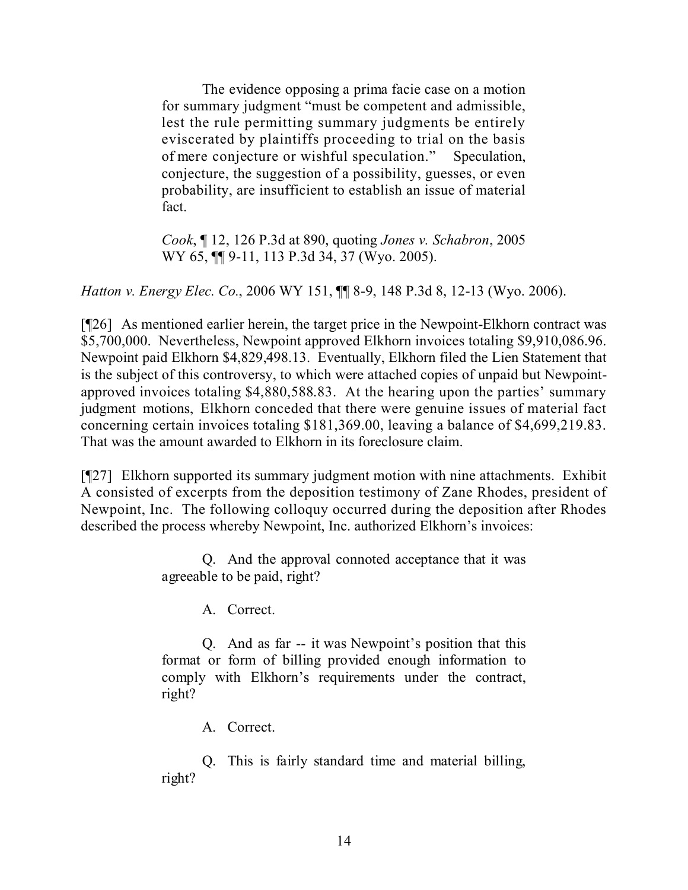> The evidence opposing a prima facie case on a motion for summary judgment "must be competent and admissible, lest the rule permitting summary judgments be entirely eviscerated by plaintiffs proceeding to trial on the basis of mere conjecture or wishful speculation." Speculation, conjecture, the suggestion of a possibility, guesses, or even probability, are insufficient to establish an issue of material fact.
>
> *Cook*, ¶ 12, 126 P.3d at 890, quoting *Jones v. Schabron*, 2005 WY 65, ¶¶ 9-11, 113 P.3d 34, 37 (Wyo. 2005).

*Hatton v. Energy Elec. Co.*, 2006 WY 151, ¶¶ 8-9, 148 P.3d 8, 12-13 (Wyo. 2006).

[¶26] As mentioned earlier herein, the target price in the Newpoint-Elkhorn contract was $5,700,000. Nevertheless, Newpoint approved Elkhorn invoices totaling $9,910,086.96. Newpoint paid Elkhorn $4,829,498.13. Eventually, Elkhorn filed the Lien Statement that is the subject of this controversy, to which were attached copies of unpaid but Newpoint-approved invoices totaling $4,880,588.83. At the hearing upon the parties' summary judgment motions, Elkhorn conceded that there were genuine issues of material fact concerning certain invoices totaling $181,369.00, leaving a balance of $4,699,219.83. That was the amount awarded to Elkhorn in its foreclosure claim.

[¶27] Elkhorn supported its summary judgment motion with nine attachments. Exhibit A consisted of excerpts from the deposition testimony of Zane Rhodes, president of Newpoint, Inc. The following colloquy occurred during the deposition after Rhodes described the process whereby Newpoint, Inc. authorized Elkhorn's invoices:

> Q. And the approval connoted acceptance that it was agreeable to be paid, right?
>
> A. Correct.
>
> Q. And as far -- it was Newpoint's position that this format or form of billing provided enough information to comply with Elkhorn's requirements under the contract, right?
>
> A. Correct.
>
> Q. This is fairly standard time and material billing, right?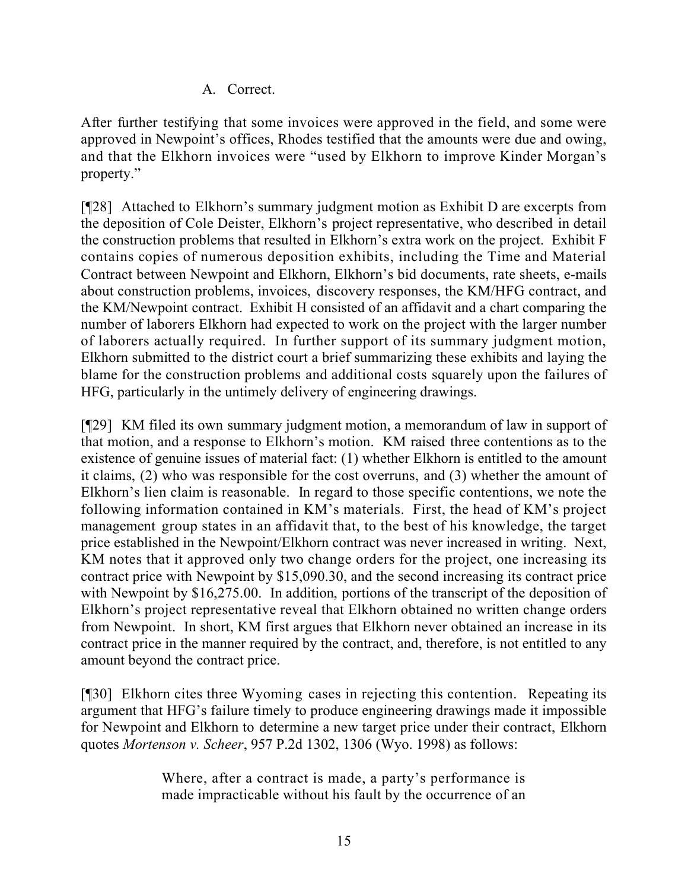A. Correct.

After further testifying that some invoices were approved in the field, and some were approved in Newpoint's offices, Rhodes testified that the amounts were due and owing, and that the Elkhorn invoices were "used by Elkhorn to improve Kinder Morgan's property."

[¶28] Attached to Elkhorn's summary judgment motion as Exhibit D are excerpts from the deposition of Cole Deister, Elkhorn's project representative, who described in detail the construction problems that resulted in Elkhorn's extra work on the project. Exhibit F contains copies of numerous deposition exhibits, including the Time and Material Contract between Newpoint and Elkhorn, Elkhorn's bid documents, rate sheets, e-mails about construction problems, invoices, discovery responses, the KM/HFG contract, and the KM/Newpoint contract. Exhibit H consisted of an affidavit and a chart comparing the number of laborers Elkhorn had expected to work on the project with the larger number of laborers actually required. In further support of its summary judgment motion, Elkhorn submitted to the district court a brief summarizing these exhibits and laying the blame for the construction problems and additional costs squarely upon the failures of HFG, particularly in the untimely delivery of engineering drawings.

[¶29] KM filed its own summary judgment motion, a memorandum of law in support of that motion, and a response to Elkhorn's motion. KM raised three contentions as to the existence of genuine issues of material fact: (1) whether Elkhorn is entitled to the amount it claims, (2) who was responsible for the cost overruns, and (3) whether the amount of Elkhorn's lien claim is reasonable. In regard to those specific contentions, we note the following information contained in KM's materials. First, the head of KM's project management group states in an affidavit that, to the best of his knowledge, the target price established in the Newpoint/Elkhorn contract was never increased in writing. Next, KM notes that it approved only two change orders for the project, one increasing its contract price with Newpoint by $15,090.30, and the second increasing its contract price with Newpoint by $16,275.00. In addition, portions of the transcript of the deposition of Elkhorn's project representative reveal that Elkhorn obtained no written change orders from Newpoint. In short, KM first argues that Elkhorn never obtained an increase in its contract price in the manner required by the contract, and, therefore, is not entitled to any amount beyond the contract price.

[¶30] Elkhorn cites three Wyoming cases in rejecting this contention. Repeating its argument that HFG's failure timely to produce engineering drawings made it impossible for Newpoint and Elkhorn to determine a new target price under their contract, Elkhorn quotes *Mortenson v. Scheer*, 957 P.2d 1302, 1306 (Wyo. 1998) as follows:

> Where, after a contract is made, a party's performance is made impracticable without his fault by the occurrence of an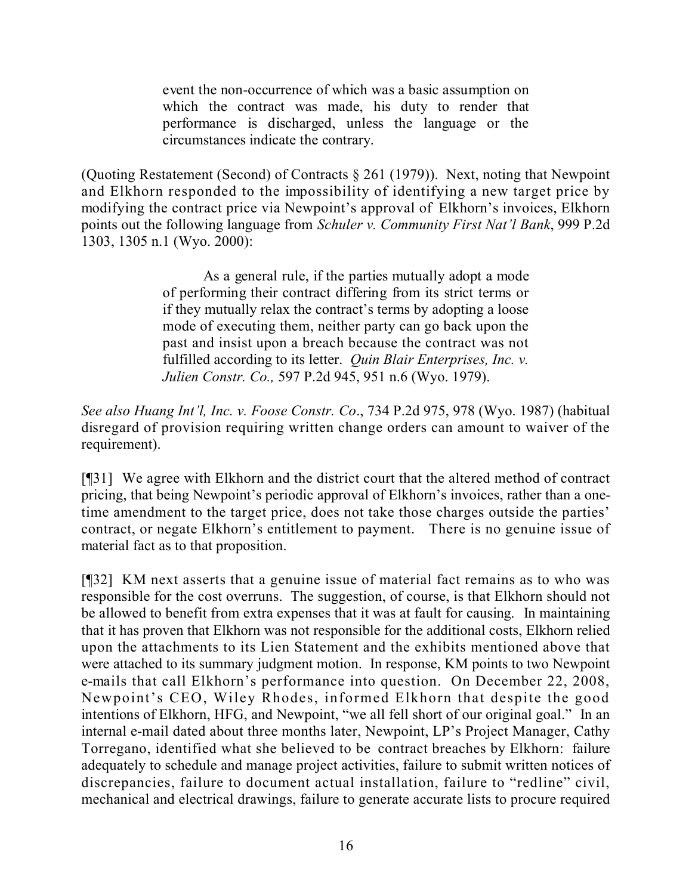> event the non-occurrence of which was a basic assumption on which the contract was made, his duty to render that performance is discharged, unless the language or the circumstances indicate the contrary.

(Quoting Restatement (Second) of Contracts § 261 (1979)). Next, noting that Newpoint and Elkhorn responded to the impossibility of identifying a new target price by modifying the contract price via Newpoint's approval of Elkhorn's invoices, Elkhorn points out the following language from *Schuler v. Community First Nat'l Bank*, 999 P.2d 1303, 1305 n.1 (Wyo. 2000):

> As a general rule, if the parties mutually adopt a mode of performing their contract differing from its strict terms or if they mutually relax the contract's terms by adopting a loose mode of executing them, neither party can go back upon the past and insist upon a breach because the contract was not fulfilled according to its letter. *Quin Blair Enterprises, Inc. v. Julien Constr. Co.,* 597 P.2d 945, 951 n.6 (Wyo. 1979).

*See also Huang Int'l, Inc. v. Foose Constr. Co*., 734 P.2d 975, 978 (Wyo. 1987) (habitual disregard of provision requiring written change orders can amount to waiver of the requirement).

[¶31] We agree with Elkhorn and the district court that the altered method of contract pricing, that being Newpoint's periodic approval of Elkhorn's invoices, rather than a one-time amendment to the target price, does not take those charges outside the parties' contract, or negate Elkhorn's entitlement to payment. There is no genuine issue of material fact as to that proposition.

[¶32] KM next asserts that a genuine issue of material fact remains as to who was responsible for the cost overruns. The suggestion, of course, is that Elkhorn should not be allowed to benefit from extra expenses that it was at fault for causing. In maintaining that it has proven that Elkhorn was not responsible for the additional costs, Elkhorn relied upon the attachments to its Lien Statement and the exhibits mentioned above that were attached to its summary judgment motion. In response, KM points to two Newpoint e-mails that call Elkhorn's performance into question. On December 22, 2008, Newpoint's CEO, Wiley Rhodes, informed Elkhorn that despite the good intentions of Elkhorn, HFG, and Newpoint, "we all fell short of our original goal." In an internal e-mail dated about three months later, Newpoint, LP's Project Manager, Cathy Torregano, identified what she believed to be contract breaches by Elkhorn: failure adequately to schedule and manage project activities, failure to submit written notices of discrepancies, failure to document actual installation, failure to "redline" civil, mechanical and electrical drawings, failure to generate accurate lists to procure required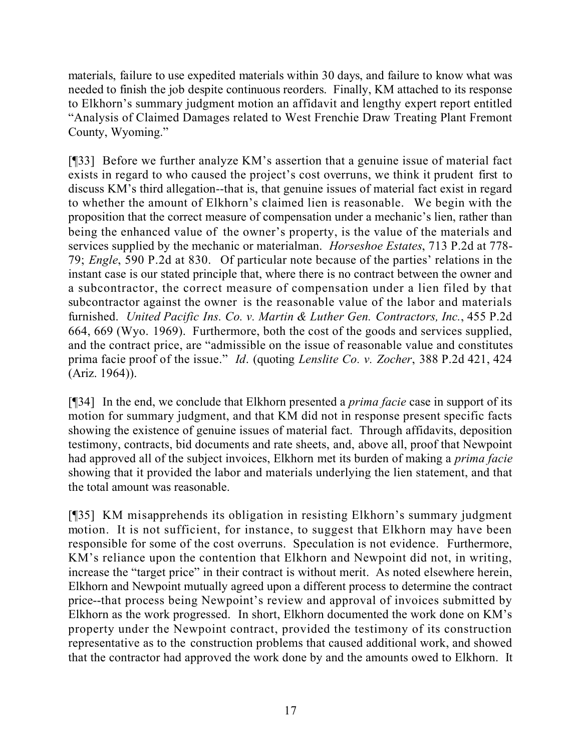materials, failure to use expedited materials within 30 days, and failure to know what was needed to finish the job despite continuous reorders. Finally, KM attached to its response to Elkhorn's summary judgment motion an affidavit and lengthy expert report entitled "Analysis of Claimed Damages related to West Frenchie Draw Treating Plant Fremont County, Wyoming."

[¶33] Before we further analyze KM's assertion that a genuine issue of material fact exists in regard to who caused the project's cost overruns, we think it prudent first to discuss KM's third allegation--that is, that genuine issues of material fact exist in regard to whether the amount of Elkhorn's claimed lien is reasonable. We begin with the proposition that the correct measure of compensation under a mechanic's lien, rather than being the enhanced value of the owner's property, is the value of the materials and services supplied by the mechanic or materialman. *Horseshoe Estates*, 713 P.2d at 778-79; *Engle*, 590 P.2d at 830. Of particular note because of the parties' relations in the instant case is our stated principle that, where there is no contract between the owner and a subcontractor, the correct measure of compensation under a lien filed by that subcontractor against the owner is the reasonable value of the labor and materials furnished. *United Pacific Ins. Co. v. Martin & Luther Gen. Contractors, Inc.*, 455 P.2d 664, 669 (Wyo. 1969). Furthermore, both the cost of the goods and services supplied, and the contract price, are "admissible on the issue of reasonable value and constitutes prima facie proof of the issue." *Id*. (quoting *Lenslite Co. v. Zocher*, 388 P.2d 421, 424 (Ariz. 1964)).

[¶34] In the end, we conclude that Elkhorn presented a *prima facie* case in support of its motion for summary judgment, and that KM did not in response present specific facts showing the existence of genuine issues of material fact. Through affidavits, deposition testimony, contracts, bid documents and rate sheets, and, above all, proof that Newpoint had approved all of the subject invoices, Elkhorn met its burden of making a *prima facie* showing that it provided the labor and materials underlying the lien statement, and that the total amount was reasonable.

[¶35] KM misapprehends its obligation in resisting Elkhorn's summary judgment motion. It is not sufficient, for instance, to suggest that Elkhorn may have been responsible for some of the cost overruns. Speculation is not evidence. Furthermore, KM's reliance upon the contention that Elkhorn and Newpoint did not, in writing, increase the "target price" in their contract is without merit. As noted elsewhere herein, Elkhorn and Newpoint mutually agreed upon a different process to determine the contract price--that process being Newpoint's review and approval of invoices submitted by Elkhorn as the work progressed. In short, Elkhorn documented the work done on KM's property under the Newpoint contract, provided the testimony of its construction representative as to the construction problems that caused additional work, and showed that the contractor had approved the work done by and the amounts owed to Elkhorn. It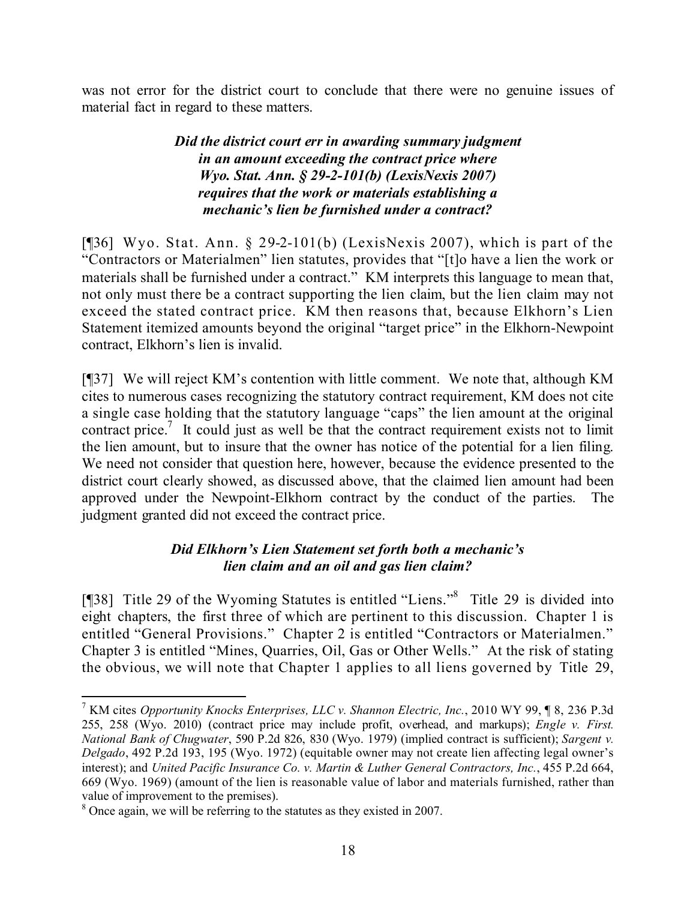was not error for the district court to conclude that there were no genuine issues of material fact in regard to these matters.

***Did the district court err in awarding summary judgment in an amount exceeding the contract price where Wyo. Stat. Ann. § 29-2-101(b) (LexisNexis 2007) requires that the work or materials establishing a mechanic's lien be furnished under a contract?***

[¶36] Wyo. Stat. Ann. § 29-2-101(b) (LexisNexis 2007), which is part of the "Contractors or Materialmen" lien statutes, provides that "[t]o have a lien the work or materials shall be furnished under a contract." KM interprets this language to mean that, not only must there be a contract supporting the lien claim, but the lien claim may not exceed the stated contract price. KM then reasons that, because Elkhorn's Lien Statement itemized amounts beyond the original "target price" in the Elkhorn-Newpoint contract, Elkhorn's lien is invalid.

[¶37] We will reject KM's contention with little comment. We note that, although KM cites to numerous cases recognizing the statutory contract requirement, KM does not cite a single case holding that the statutory language "caps" the lien amount at the original contract price.[7] It could just as well be that the contract requirement exists not to limit the lien amount, but to insure that the owner has notice of the potential for a lien filing. We need not consider that question here, however, because the evidence presented to the district court clearly showed, as discussed above, that the claimed lien amount had been approved under the Newpoint-Elkhorn contract by the conduct of the parties. The judgment granted did not exceed the contract price.

***Did Elkhorn's Lien Statement set forth both a mechanic's lien claim and an oil and gas lien claim?***

[¶38] Title 29 of the Wyoming Statutes is entitled "Liens."[8] Title 29 is divided into eight chapters, the first three of which are pertinent to this discussion. Chapter 1 is entitled "General Provisions." Chapter 2 is entitled "Contractors or Materialmen." Chapter 3 is entitled "Mines, Quarries, Oil, Gas or Other Wells." At the risk of stating the obvious, we will note that Chapter 1 applies to all liens governed by Title 29,

---

[7] KM cites *Opportunity Knocks Enterprises, LLC v. Shannon Electric, Inc.*, 2010 WY 99, ¶ 8, 236 P.3d 255, 258 (Wyo. 2010) (contract price may include profit, overhead, and markups); *Engle v. First. National Bank of Chugwater*, 590 P.2d 826, 830 (Wyo. 1979) (implied contract is sufficient); *Sargent v. Delgado*, 492 P.2d 193, 195 (Wyo. 1972) (equitable owner may not create lien affecting legal owner's interest); and *United Pacific Insurance Co. v. Martin & Luther General Contractors, Inc.*, 455 P.2d 664, 669 (Wyo. 1969) (amount of the lien is reasonable value of labor and materials furnished, rather than value of improvement to the premises).

[8] Once again, we will be referring to the statutes as they existed in 2007.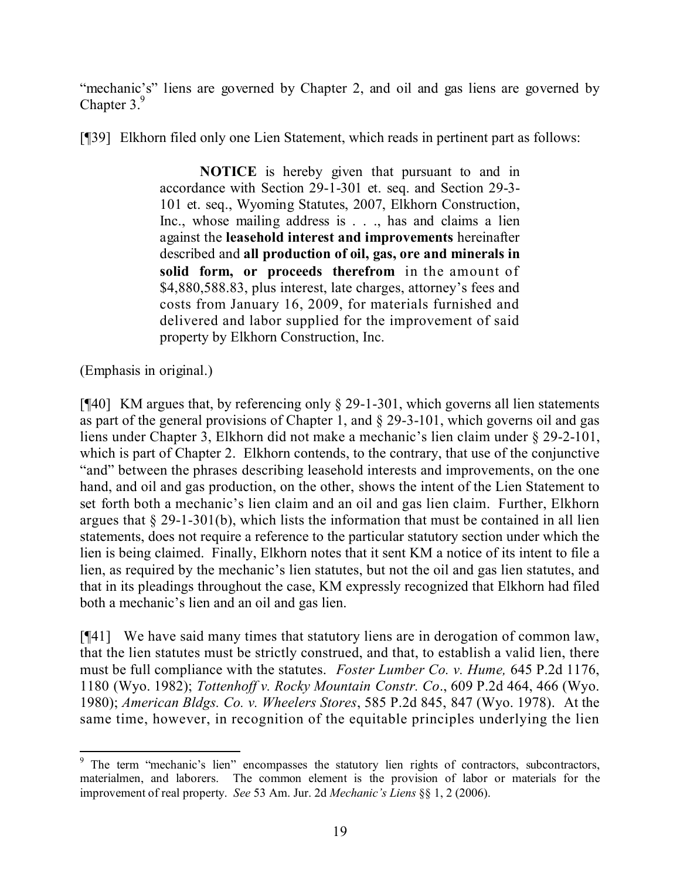"mechanic's" liens are governed by Chapter 2, and oil and gas liens are governed by Chapter 3.[9]

[¶39] Elkhorn filed only one Lien Statement, which reads in pertinent part as follows:

> **NOTICE** is hereby given that pursuant to and in accordance with Section 29-1-301 et. seq. and Section 29-3-101 et. seq., Wyoming Statutes, 2007, Elkhorn Construction, Inc., whose mailing address is . . ., has and claims a lien against the **leasehold interest and improvements** hereinafter described and **all production of oil, gas, ore and minerals in solid form, or proceeds therefrom** in the amount of $4,880,588.83, plus interest, late charges, attorney's fees and costs from January 16, 2009, for materials furnished and delivered and labor supplied for the improvement of said property by Elkhorn Construction, Inc.

(Emphasis in original.)

[¶40] KM argues that, by referencing only § 29-1-301, which governs all lien statements as part of the general provisions of Chapter 1, and § 29-3-101, which governs oil and gas liens under Chapter 3, Elkhorn did not make a mechanic's lien claim under § 29-2-101, which is part of Chapter 2. Elkhorn contends, to the contrary, that use of the conjunctive "and" between the phrases describing leasehold interests and improvements, on the one hand, and oil and gas production, on the other, shows the intent of the Lien Statement to set forth both a mechanic's lien claim and an oil and gas lien claim. Further, Elkhorn argues that § 29-1-301(b), which lists the information that must be contained in all lien statements, does not require a reference to the particular statutory section under which the lien is being claimed. Finally, Elkhorn notes that it sent KM a notice of its intent to file a lien, as required by the mechanic's lien statutes, but not the oil and gas lien statutes, and that in its pleadings throughout the case, KM expressly recognized that Elkhorn had filed both a mechanic's lien and an oil and gas lien.

[¶41] We have said many times that statutory liens are in derogation of common law, that the lien statutes must be strictly construed, and that, to establish a valid lien, there must be full compliance with the statutes. *Foster Lumber Co. v. Hume,* 645 P.2d 1176, 1180 (Wyo. 1982); *Tottenhoff v. Rocky Mountain Constr. Co*., 609 P.2d 464, 466 (Wyo. 1980); *American Bldgs. Co. v. Wheelers Stores*, 585 P.2d 845, 847 (Wyo. 1978). At the same time, however, in recognition of the equitable principles underlying the lien

---

[9] The term "mechanic's lien" encompasses the statutory lien rights of contractors, subcontractors, materialmen, and laborers. The common element is the provision of labor or materials for the improvement of real property. *See* 53 Am. Jur. 2d *Mechanic's Liens* §§ 1, 2 (2006).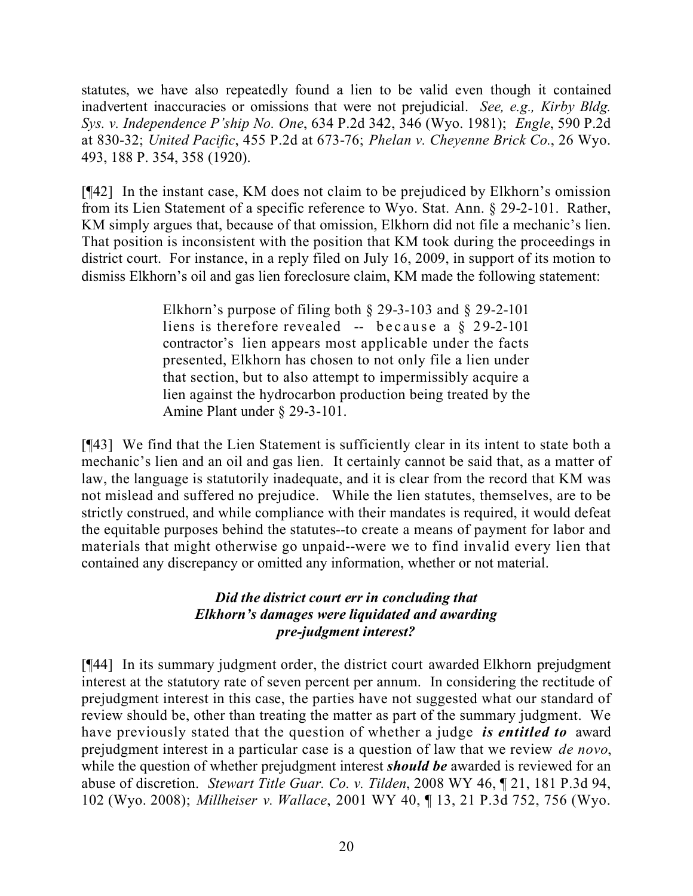statutes, we have also repeatedly found a lien to be valid even though it contained inadvertent inaccuracies or omissions that were not prejudicial. *See, e.g., Kirby Bldg. Sys. v. Independence P'ship No. One*, 634 P.2d 342, 346 (Wyo. 1981); *Engle*, 590 P.2d at 830-32; *United Pacific*, 455 P.2d at 673-76; *Phelan v. Cheyenne Brick Co.*, 26 Wyo. 493, 188 P. 354, 358 (1920).

[¶42] In the instant case, KM does not claim to be prejudiced by Elkhorn's omission from its Lien Statement of a specific reference to Wyo. Stat. Ann. § 29-2-101. Rather, KM simply argues that, because of that omission, Elkhorn did not file a mechanic's lien. That position is inconsistent with the position that KM took during the proceedings in district court. For instance, in a reply filed on July 16, 2009, in support of its motion to dismiss Elkhorn's oil and gas lien foreclosure claim, KM made the following statement:

> Elkhorn's purpose of filing both § 29-3-103 and § 29-2-101 liens is therefore revealed -- because a § 29-2-101 contractor's lien appears most applicable under the facts presented, Elkhorn has chosen to not only file a lien under that section, but to also attempt to impermissibly acquire a lien against the hydrocarbon production being treated by the Amine Plant under § 29-3-101.

[¶43] We find that the Lien Statement is sufficiently clear in its intent to state both a mechanic's lien and an oil and gas lien. It certainly cannot be said that, as a matter of law, the language is statutorily inadequate, and it is clear from the record that KM was not mislead and suffered no prejudice. While the lien statutes, themselves, are to be strictly construed, and while compliance with their mandates is required, it would defeat the equitable purposes behind the statutes--to create a means of payment for labor and materials that might otherwise go unpaid--were we to find invalid every lien that contained any discrepancy or omitted any information, whether or not material.

***Did the district court err in concluding that Elkhorn's damages were liquidated and awarding pre-judgment interest?***

[¶44] In its summary judgment order, the district court awarded Elkhorn prejudgment interest at the statutory rate of seven percent per annum. In considering the rectitude of prejudgment interest in this case, the parties have not suggested what our standard of review should be, other than treating the matter as part of the summary judgment. We have previously stated that the question of whether a judge ***is entitled to*** award prejudgment interest in a particular case is a question of law that we review *de novo*, while the question of whether prejudgment interest ***should be*** awarded is reviewed for an abuse of discretion. *Stewart Title Guar. Co. v. Tilden*, 2008 WY 46, ¶ 21, 181 P.3d 94, 102 (Wyo. 2008); *Millheiser v. Wallace*, 2001 WY 40, ¶ 13, 21 P.3d 752, 756 (Wyo.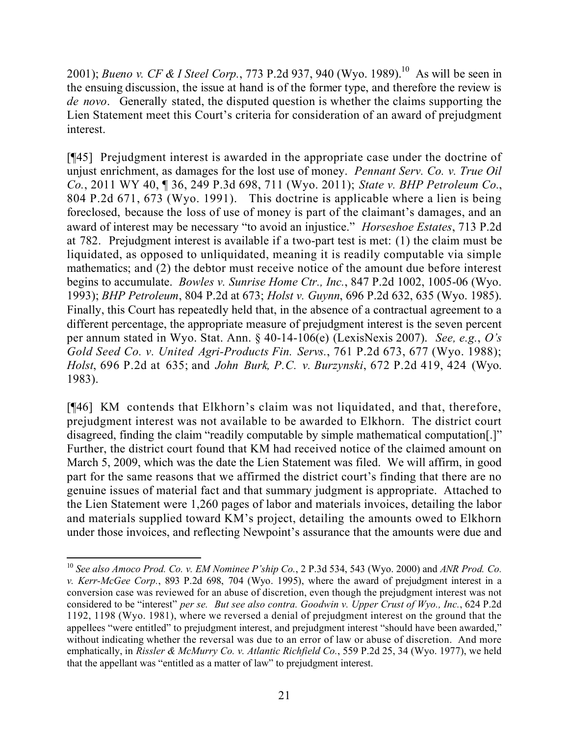2001); *Bueno v. CF & I Steel Corp.*, 773 P.2d 937, 940 (Wyo. 1989).[10] As will be seen in the ensuing discussion, the issue at hand is of the former type, and therefore the review is *de novo*. Generally stated, the disputed question is whether the claims supporting the Lien Statement meet this Court's criteria for consideration of an award of prejudgment interest.

[¶45] Prejudgment interest is awarded in the appropriate case under the doctrine of unjust enrichment, as damages for the lost use of money. *Pennant Serv. Co. v. True Oil Co.*, 2011 WY 40, ¶ 36, 249 P.3d 698, 711 (Wyo. 2011); *State v. BHP Petroleum Co.*, 804 P.2d 671, 673 (Wyo. 1991). This doctrine is applicable where a lien is being foreclosed, because the loss of use of money is part of the claimant's damages, and an award of interest may be necessary "to avoid an injustice." *Horseshoe Estates*, 713 P.2d at 782. Prejudgment interest is available if a two-part test is met: (1) the claim must be liquidated, as opposed to unliquidated, meaning it is readily computable via simple mathematics; and (2) the debtor must receive notice of the amount due before interest begins to accumulate. *Bowles v. Sunrise Home Ctr., Inc.*, 847 P.2d 1002, 1005-06 (Wyo. 1993); *BHP Petroleum*, 804 P.2d at 673; *Holst v. Guynn*, 696 P.2d 632, 635 (Wyo. 1985). Finally, this Court has repeatedly held that, in the absence of a contractual agreement to a different percentage, the appropriate measure of prejudgment interest is the seven percent per annum stated in Wyo. Stat. Ann. § 40-14-106(e) (LexisNexis 2007). *See, e.g.*, *O's Gold Seed Co. v. United Agri-Products Fin. Servs.*, 761 P.2d 673, 677 (Wyo. 1988); *Holst*, 696 P.2d at 635; and *John Burk, P.C. v. Burzynski*, 672 P.2d 419, 424 (Wyo. 1983).

[¶46] KM contends that Elkhorn's claim was not liquidated, and that, therefore, prejudgment interest was not available to be awarded to Elkhorn. The district court disagreed, finding the claim "readily computable by simple mathematical computation[.]" Further, the district court found that KM had received notice of the claimed amount on March 5, 2009, which was the date the Lien Statement was filed. We will affirm, in good part for the same reasons that we affirmed the district court's finding that there are no genuine issues of material fact and that summary judgment is appropriate. Attached to the Lien Statement were 1,260 pages of labor and materials invoices, detailing the labor and materials supplied toward KM's project, detailing the amounts owed to Elkhorn under those invoices, and reflecting Newpoint's assurance that the amounts were due and

---

[10] *See also Amoco Prod. Co. v. EM Nominee P'ship Co.*, 2 P.3d 534, 543 (Wyo. 2000) and *ANR Prod. Co. v. Kerr-McGee Corp.*, 893 P.2d 698, 704 (Wyo. 1995), where the award of prejudgment interest in a conversion case was reviewed for an abuse of discretion, even though the prejudgment interest was not considered to be "interest" *per se*. *But see also contra. Goodwin v. Upper Crust of Wyo., Inc.*, 624 P.2d 1192, 1198 (Wyo. 1981), where we reversed a denial of prejudgment interest on the ground that the appellees "were entitled" to prejudgment interest, and prejudgment interest "should have been awarded," without indicating whether the reversal was due to an error of law or abuse of discretion. And more emphatically, in *Rissler & McMurry Co. v. Atlantic Richfield Co.*, 559 P.2d 25, 34 (Wyo. 1977), we held that the appellant was "entitled as a matter of law" to prejudgment interest.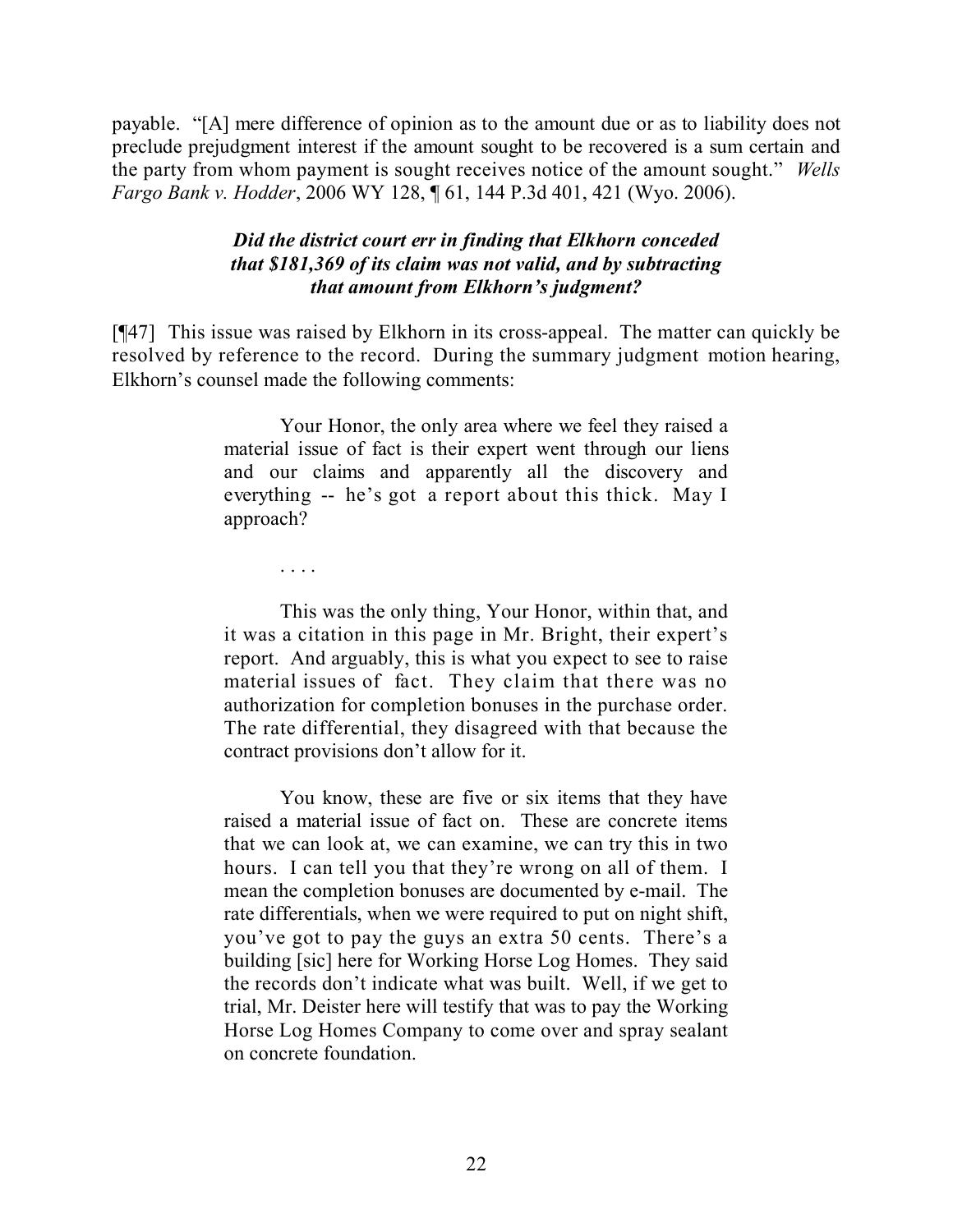payable. "[A] mere difference of opinion as to the amount due or as to liability does not preclude prejudgment interest if the amount sought to be recovered is a sum certain and the party from whom payment is sought receives notice of the amount sought." *Wells Fargo Bank v. Hodder*, 2006 WY 128, ¶ 61, 144 P.3d 401, 421 (Wyo. 2006).

### *Did the district court err in finding that Elkhorn conceded that $181,369 of its claim was not valid, and by subtracting that amount from Elkhorn's judgment?*

[¶47] This issue was raised by Elkhorn in its cross-appeal. The matter can quickly be resolved by reference to the record. During the summary judgment motion hearing, Elkhorn's counsel made the following comments:

> Your Honor, the only area where we feel they raised a material issue of fact is their expert went through our liens and our claims and apparently all the discovery and everything -- he's got a report about this thick. May I approach?
>
> . . . .
>
> This was the only thing, Your Honor, within that, and it was a citation in this page in Mr. Bright, their expert's report. And arguably, this is what you expect to see to raise material issues of fact. They claim that there was no authorization for completion bonuses in the purchase order. The rate differential, they disagreed with that because the contract provisions don't allow for it.
>
> You know, these are five or six items that they have raised a material issue of fact on. These are concrete items that we can look at, we can examine, we can try this in two hours. I can tell you that they're wrong on all of them. I mean the completion bonuses are documented by e-mail. The rate differentials, when we were required to put on night shift, you've got to pay the guys an extra 50 cents. There's a building [sic] here for Working Horse Log Homes. They said the records don't indicate what was built. Well, if we get to trial, Mr. Deister here will testify that was to pay the Working Horse Log Homes Company to come over and spray sealant on concrete foundation.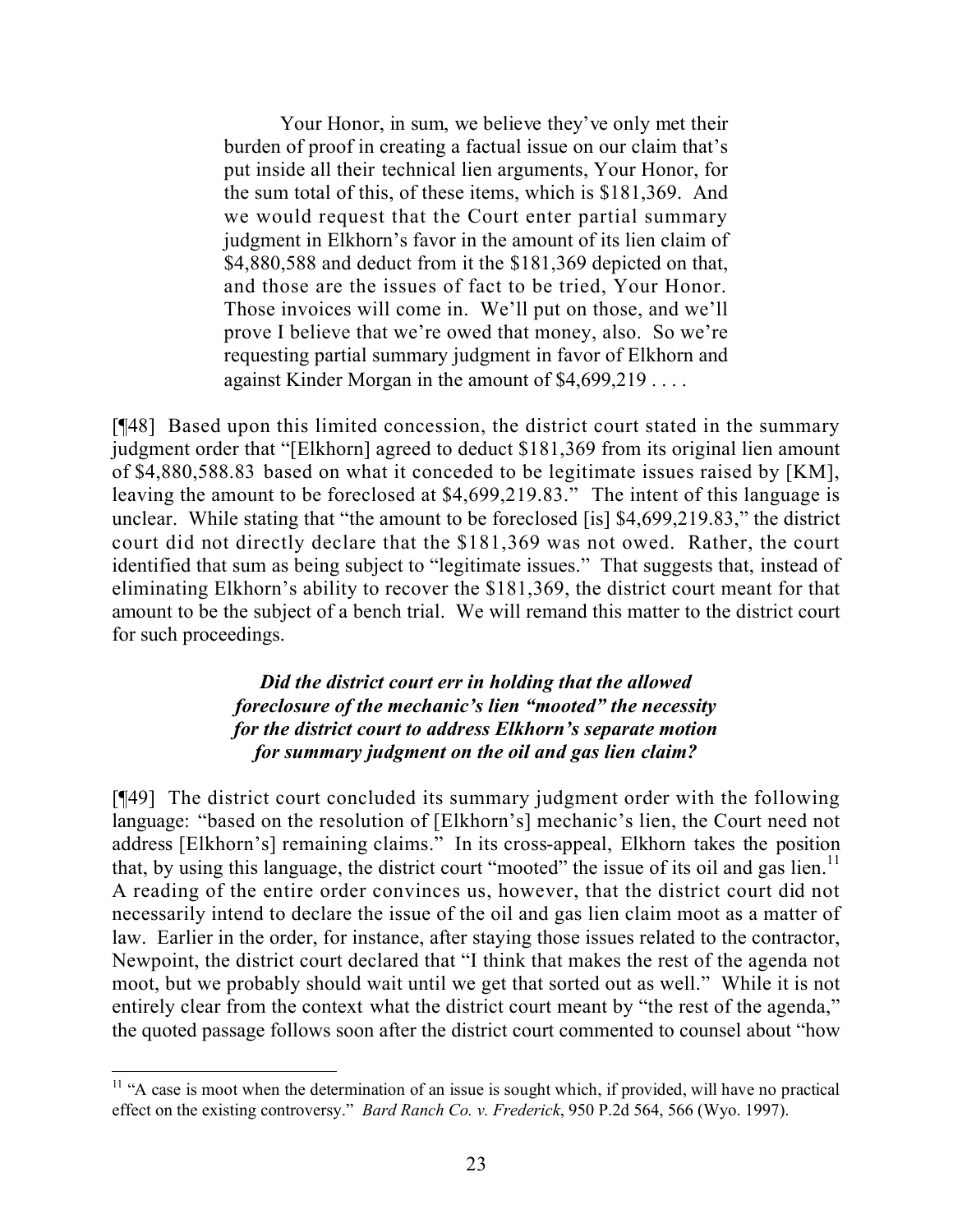> Your Honor, in sum, we believe they've only met their burden of proof in creating a factual issue on our claim that's put inside all their technical lien arguments, Your Honor, for the sum total of this, of these items, which is $181,369. And we would request that the Court enter partial summary judgment in Elkhorn's favor in the amount of its lien claim of $4,880,588 and deduct from it the $181,369 depicted on that, and those are the issues of fact to be tried, Your Honor. Those invoices will come in. We'll put on those, and we'll prove I believe that we're owed that money, also. So we're requesting partial summary judgment in favor of Elkhorn and against Kinder Morgan in the amount of $4,699,219 . . . .

[¶48] Based upon this limited concession, the district court stated in the summary judgment order that "[Elkhorn] agreed to deduct $181,369 from its original lien amount of $4,880,588.83 based on what it conceded to be legitimate issues raised by [KM], leaving the amount to be foreclosed at $4,699,219.83." The intent of this language is unclear. While stating that "the amount to be foreclosed [is] $4,699,219.83," the district court did not directly declare that the $181,369 was not owed. Rather, the court identified that sum as being subject to "legitimate issues." That suggests that, instead of eliminating Elkhorn's ability to recover the $181,369, the district court meant for that amount to be the subject of a bench trial. We will remand this matter to the district court for such proceedings.

***Did the district court err in holding that the allowed foreclosure of the mechanic's lien "mooted" the necessity for the district court to address Elkhorn's separate motion for summary judgment on the oil and gas lien claim?***

[¶49] The district court concluded its summary judgment order with the following language: "based on the resolution of [Elkhorn's] mechanic's lien, the Court need not address [Elkhorn's] remaining claims." In its cross-appeal, Elkhorn takes the position that, by using this language, the district court "mooted" the issue of its oil and gas lien.[11] A reading of the entire order convinces us, however, that the district court did not necessarily intend to declare the issue of the oil and gas lien claim moot as a matter of law. Earlier in the order, for instance, after staying those issues related to the contractor, Newpoint, the district court declared that "I think that makes the rest of the agenda not moot, but we probably should wait until we get that sorted out as well." While it is not entirely clear from the context what the district court meant by "the rest of the agenda," the quoted passage follows soon after the district court commented to counsel about "how

[11] "A case is moot when the determination of an issue is sought which, if provided, will have no practical effect on the existing controversy." *Bard Ranch Co. v. Frederick*, 950 P.2d 564, 566 (Wyo. 1997).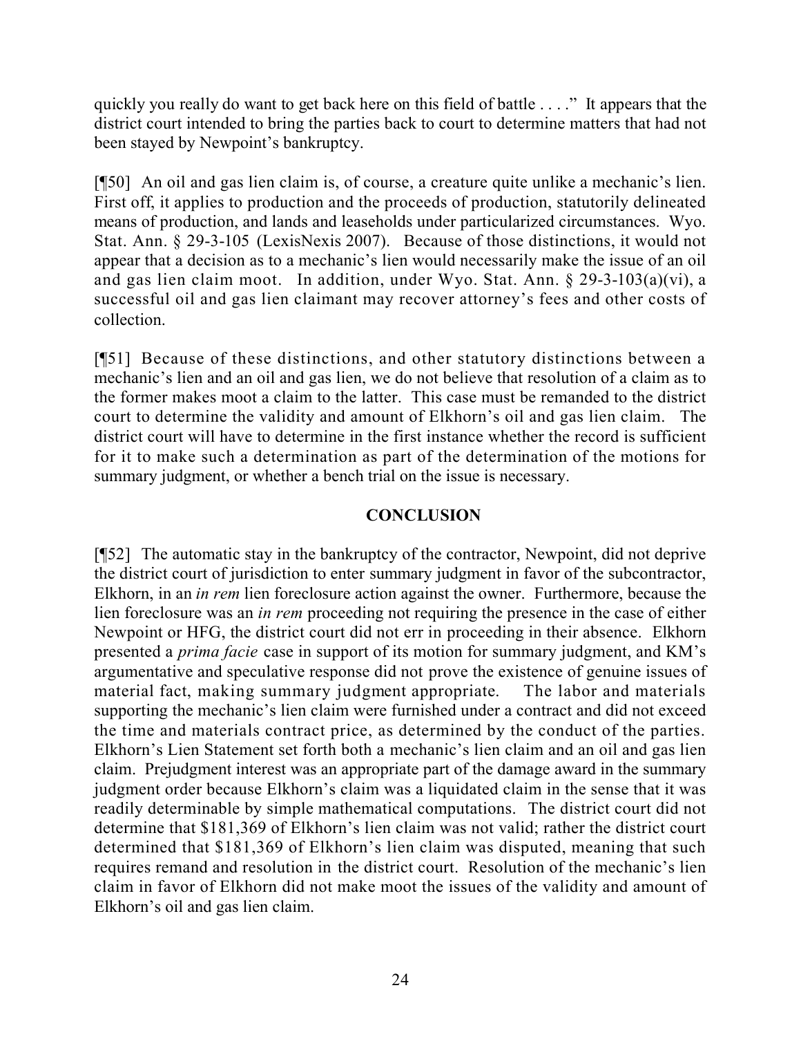quickly you really do want to get back here on this field of battle . . . ." It appears that the district court intended to bring the parties back to court to determine matters that had not been stayed by Newpoint's bankruptcy.

[¶50] An oil and gas lien claim is, of course, a creature quite unlike a mechanic's lien. First off, it applies to production and the proceeds of production, statutorily delineated means of production, and lands and leaseholds under particularized circumstances. Wyo. Stat. Ann. § 29-3-105 (LexisNexis 2007). Because of those distinctions, it would not appear that a decision as to a mechanic's lien would necessarily make the issue of an oil and gas lien claim moot. In addition, under Wyo. Stat. Ann. § 29-3-103(a)(vi), a successful oil and gas lien claimant may recover attorney's fees and other costs of collection.

[¶51] Because of these distinctions, and other statutory distinctions between a mechanic's lien and an oil and gas lien, we do not believe that resolution of a claim as to the former makes moot a claim to the latter. This case must be remanded to the district court to determine the validity and amount of Elkhorn's oil and gas lien claim. The district court will have to determine in the first instance whether the record is sufficient for it to make such a determination as part of the determination of the motions for summary judgment, or whether a bench trial on the issue is necessary.

## CONCLUSION

[¶52] The automatic stay in the bankruptcy of the contractor, Newpoint, did not deprive the district court of jurisdiction to enter summary judgment in favor of the subcontractor, Elkhorn, in an *in rem* lien foreclosure action against the owner. Furthermore, because the lien foreclosure was an *in rem* proceeding not requiring the presence in the case of either Newpoint or HFG, the district court did not err in proceeding in their absence. Elkhorn presented a *prima facie* case in support of its motion for summary judgment, and KM's argumentative and speculative response did not prove the existence of genuine issues of material fact, making summary judgment appropriate. The labor and materials supporting the mechanic's lien claim were furnished under a contract and did not exceed the time and materials contract price, as determined by the conduct of the parties. Elkhorn's Lien Statement set forth both a mechanic's lien claim and an oil and gas lien claim. Prejudgment interest was an appropriate part of the damage award in the summary judgment order because Elkhorn's claim was a liquidated claim in the sense that it was readily determinable by simple mathematical computations. The district court did not determine that $181,369 of Elkhorn's lien claim was not valid; rather the district court determined that $181,369 of Elkhorn's lien claim was disputed, meaning that such requires remand and resolution in the district court. Resolution of the mechanic's lien claim in favor of Elkhorn did not make moot the issues of the validity and amount of Elkhorn's oil and gas lien claim.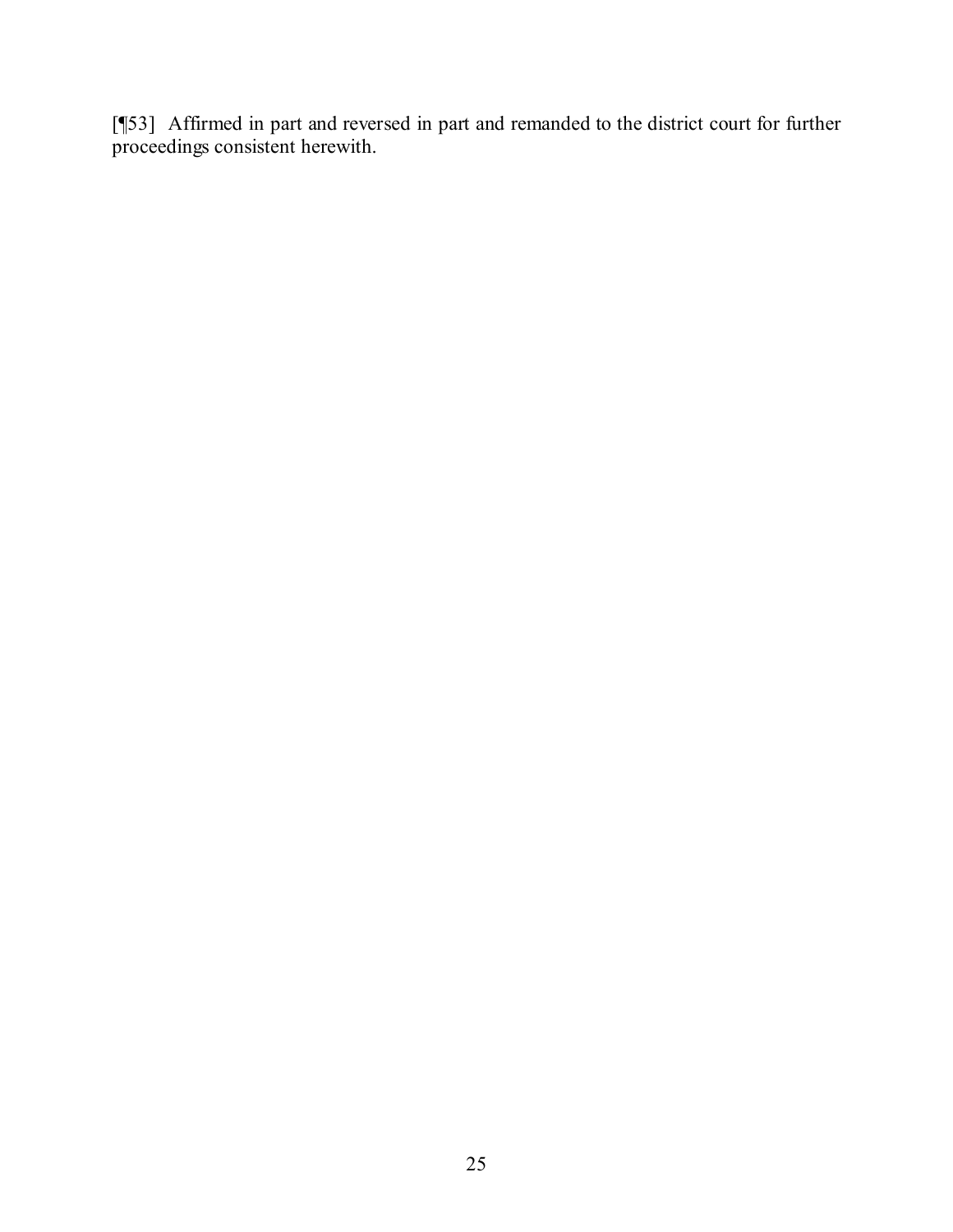[¶53] Affirmed in part and reversed in part and remanded to the district court for further proceedings consistent herewith.